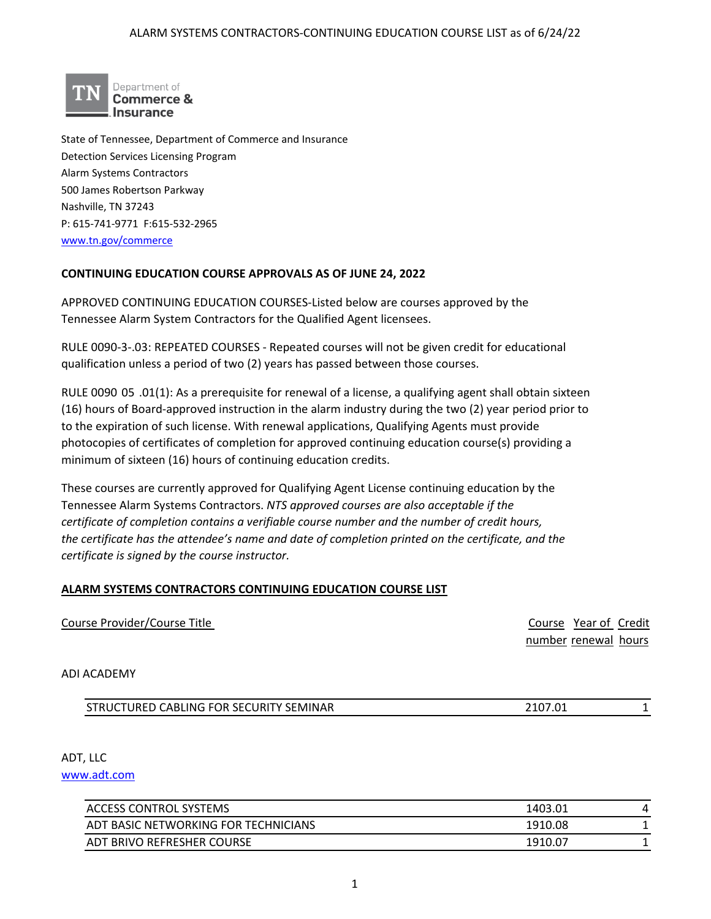State of Tennessee, Department of Commerce and Insurance
Detection Services Licensing Program
Alarm Systems Contractors
500 James Robertson Parkway
Nashville, TN 37243
P: 615-741-9771 F:615-532-2965
www.tn.gov/commerce

**CONTINUING EDUCATION COURSE APPROVALS AS OF JUNE 24, 2022**

APPROVED CONTINUING EDUCATION COURSES-Listed below are courses approved by the Tennessee Alarm System Contractors for the Qualified Agent licensees.

RULE 0090-3-.03: REPEATED COURSES - Repeated courses will not be given credit for educational qualification unless a period of two (2) years has passed between those courses.

RULE 0090 05 .01(1): As a prerequisite for renewal of a license, a qualifying agent shall obtain sixteen (16) hours of Board-approved instruction in the alarm industry during the two (2) year period prior to to the expiration of such license. With renewal applications, Qualifying Agents must provide photocopies of certificates of completion for approved continuing education course(s) providing a minimum of sixteen (16) hours of continuing education credits.

These courses are currently approved for Qualifying Agent License continuing education by the Tennessee Alarm Systems Contractors. *NTS approved courses are also acceptable if the certificate of completion contains a verifiable course number and the number of credit hours, the certificate has the attendee's name and date of completion printed on the certificate, and the certificate is signed by the course instructor.*

**ALARM SYSTEMS CONTRACTORS CONTINUING EDUCATION COURSE LIST**

| Course Provider/Course Title | Course number | Year of renewal | Credit hours |
|---|---|---|---|
| **ADI ACADEMY** | | | |
| STRUCTURED CABLING FOR SECURITY SEMINAR | 2107.01 | | 1 |
| **ADT, LLC** www.adt.com | | | |
| ACCESS CONTROL SYSTEMS | 1403.01 | | 4 |
| ADT BASIC NETWORKING FOR TECHNICIANS | 1910.08 | | 1 |
| ADT BRIVO REFRESHER COURSE | 1910.07 | | 1 |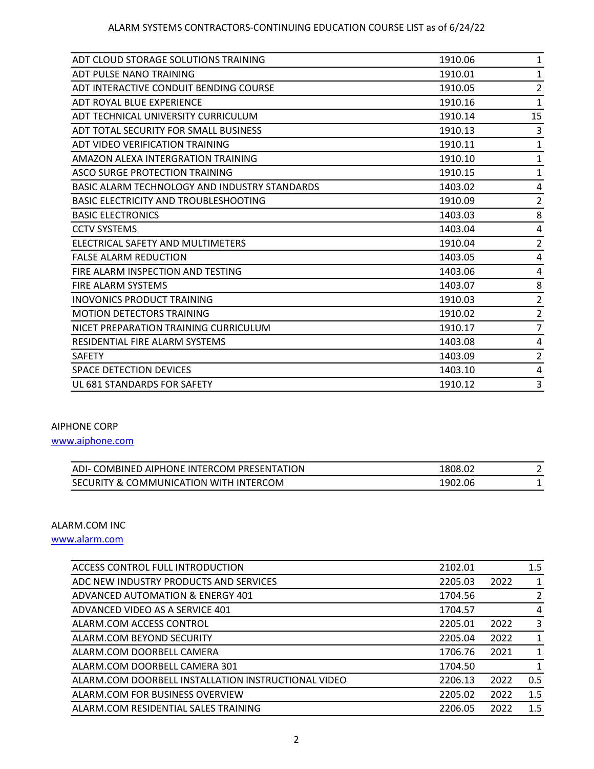| | | |
|---|---|---|
| ADT CLOUD STORAGE SOLUTIONS TRAINING | 1910.06 | 1 |
| ADT PULSE NANO TRAINING | 1910.01 | 1 |
| ADT INTERACTIVE CONDUIT BENDING COURSE | 1910.05 | 2 |
| ADT ROYAL BLUE EXPERIENCE | 1910.16 | 1 |
| ADT TECHNICAL UNIVERSITY CURRICULUM | 1910.14 | 15 |
| ADT TOTAL SECURITY FOR SMALL BUSINESS | 1910.13 | 3 |
| ADT VIDEO VERIFICATION TRAINING | 1910.11 | 1 |
| AMAZON ALEXA INTERGRATION TRAINING | 1910.10 | 1 |
| ASCO SURGE PROTECTION TRAINING | 1910.15 | 1 |
| BASIC ALARM TECHNOLOGY AND INDUSTRY STANDARDS | 1403.02 | 4 |
| BASIC ELECTRICITY AND TROUBLESHOOTING | 1910.09 | 2 |
| BASIC ELECTRONICS | 1403.03 | 8 |
| CCTV SYSTEMS | 1403.04 | 4 |
| ELECTRICAL SAFETY AND MULTIMETERS | 1910.04 | 2 |
| FALSE ALARM REDUCTION | 1403.05 | 4 |
| FIRE ALARM INSPECTION AND TESTING | 1403.06 | 4 |
| FIRE ALARM SYSTEMS | 1403.07 | 8 |
| INOVONICS PRODUCT TRAINING | 1910.03 | 2 |
| MOTION DETECTORS TRAINING | 1910.02 | 2 |
| NICET PREPARATION TRAINING CURRICULUM | 1910.17 | 7 |
| RESIDENTIAL FIRE ALARM SYSTEMS | 1403.08 | 4 |
| SAFETY | 1403.09 | 2 |
| SPACE DETECTION DEVICES | 1403.10 | 4 |
| UL 681 STANDARDS FOR SAFETY | 1910.12 | 3 |

AIPHONE CORP

www.aiphone.com

| | | |
|---|---|---|
| ADI- COMBINED AIPHONE INTERCOM PRESENTATION | 1808.02 | 2 |
| SECURITY & COMMUNICATION WITH INTERCOM | 1902.06 | 1 |

ALARM.COM INC

www.alarm.com

| | | | |
|---|---|---|---|
| ACCESS CONTROL FULL INTRODUCTION | 2102.01 | | 1.5 |
| ADC NEW INDUSTRY PRODUCTS AND SERVICES | 2205.03 | 2022 | 1 |
| ADVANCED AUTOMATION & ENERGY 401 | 1704.56 | | 2 |
| ADVANCED VIDEO AS A SERVICE 401 | 1704.57 | | 4 |
| ALARM.COM ACCESS CONTROL | 2205.01 | 2022 | 3 |
| ALARM.COM BEYOND SECURITY | 2205.04 | 2022 | 1 |
| ALARM.COM DOORBELL CAMERA | 1706.76 | 2021 | 1 |
| ALARM.COM DOORBELL CAMERA 301 | 1704.50 | | 1 |
| ALARM.COM DOORBELL INSTALLATION INSTRUCTIONAL VIDEO | 2206.13 | 2022 | 0.5 |
| ALARM.COM FOR BUSINESS OVERVIEW | 2205.02 | 2022 | 1.5 |
| ALARM.COM RESIDENTIAL SALES TRAINING | 2206.05 | 2022 | 1.5 |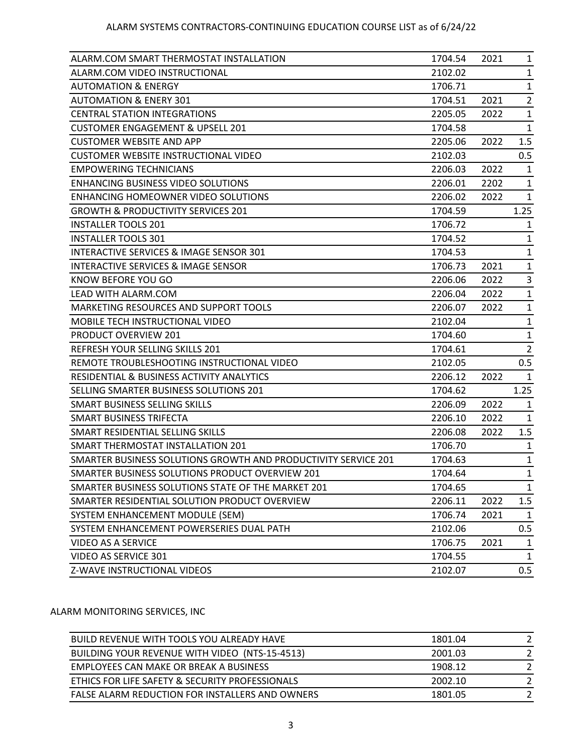# ALARM SYSTEMS CONTRACTORS-CONTINUING EDUCATION COURSE LIST as of 6/24/22

| | | | |
|---|---|---|---|
| ALARM.COM SMART THERMOSTAT INSTALLATION | 1704.54 | 2021 | 1 |
| ALARM.COM VIDEO INSTRUCTIONAL | 2102.02 | | 1 |
| AUTOMATION & ENERGY | 1706.71 | | 1 |
| AUTOMATION & ENERY 301 | 1704.51 | 2021 | 2 |
| CENTRAL STATION INTEGRATIONS | 2205.05 | 2022 | 1 |
| CUSTOMER ENGAGEMENT & UPSELL 201 | 1704.58 | | 1 |
| CUSTOMER WEBSITE AND APP | 2205.06 | 2022 | 1.5 |
| CUSTOMER WEBSITE INSTRUCTIONAL VIDEO | 2102.03 | | 0.5 |
| EMPOWERING TECHNICIANS | 2206.03 | 2022 | 1 |
| ENHANCING BUSINESS VIDEO SOLUTIONS | 2206.01 | 2202 | 1 |
| ENHANCING HOMEOWNER VIDEO SOLUTIONS | 2206.02 | 2022 | 1 |
| GROWTH & PRODUCTIVITY SERVICES 201 | 1704.59 | | 1.25 |
| INSTALLER TOOLS 201 | 1706.72 | | 1 |
| INSTALLER TOOLS 301 | 1704.52 | | 1 |
| INTERACTIVE SERVICES & IMAGE SENSOR 301 | 1704.53 | | 1 |
| INTERACTIVE SERVICES & IMAGE SENSOR | 1706.73 | 2021 | 1 |
| KNOW BEFORE YOU GO | 2206.06 | 2022 | 3 |
| LEAD WITH ALARM.COM | 2206.04 | 2022 | 1 |
| MARKETING RESOURCES AND SUPPORT TOOLS | 2206.07 | 2022 | 1 |
| MOBILE TECH INSTRUCTIONAL VIDEO | 2102.04 | | 1 |
| PRODUCT OVERVIEW 201 | 1704.60 | | 1 |
| REFRESH YOUR SELLING SKILLS 201 | 1704.61 | | 2 |
| REMOTE TROUBLESHOOTING INSTRUCTIONAL VIDEO | 2102.05 | | 0.5 |
| RESIDENTIAL & BUSINESS ACTIVITY ANALYTICS | 2206.12 | 2022 | 1 |
| SELLING SMARTER BUSINESS SOLUTIONS 201 | 1704.62 | | 1.25 |
| SMART BUSINESS SELLING SKILLS | 2206.09 | 2022 | 1 |
| SMART BUSINESS TRIFECTA | 2206.10 | 2022 | 1 |
| SMART RESIDENTIAL SELLING SKILLS | 2206.08 | 2022 | 1.5 |
| SMART THERMOSTAT INSTALLATION 201 | 1706.70 | | 1 |
| SMARTER BUSINESS SOLUTIONS GROWTH AND PRODUCTIVITY SERVICE 201 | 1704.63 | | 1 |
| SMARTER BUSINESS SOLUTIONS PRODUCT OVERVIEW 201 | 1704.64 | | 1 |
| SMARTER BUSINESS SOLUTIONS STATE OF THE MARKET 201 | 1704.65 | | 1 |
| SMARTER RESIDENTIAL SOLUTION PRODUCT OVERVIEW | 2206.11 | 2022 | 1.5 |
| SYSTEM ENHANCEMENT MODULE (SEM) | 1706.74 | 2021 | 1 |
| SYSTEM ENHANCEMENT POWERSERIES DUAL PATH | 2102.06 | | 0.5 |
| VIDEO AS A SERVICE | 1706.75 | 2021 | 1 |
| VIDEO AS SERVICE 301 | 1704.55 | | 1 |
| Z-WAVE INSTRUCTIONAL VIDEOS | 2102.07 | | 0.5 |

ALARM MONITORING SERVICES, INC

| | | | |
|---|---|---|---|
| BUILD REVENUE WITH TOOLS YOU ALREADY HAVE | 1801.04 | | 2 |
| BUILDING YOUR REVENUE WITH VIDEO (NTS-15-4513) | 2001.03 | | 2 |
| EMPLOYEES CAN MAKE OR BREAK A BUSINESS | 1908.12 | | 2 |
| ETHICS FOR LIFE SAFETY & SECURITY PROFESSIONALS | 2002.10 | | 2 |
| FALSE ALARM REDUCTION FOR INSTALLERS AND OWNERS | 1801.05 | | 2 |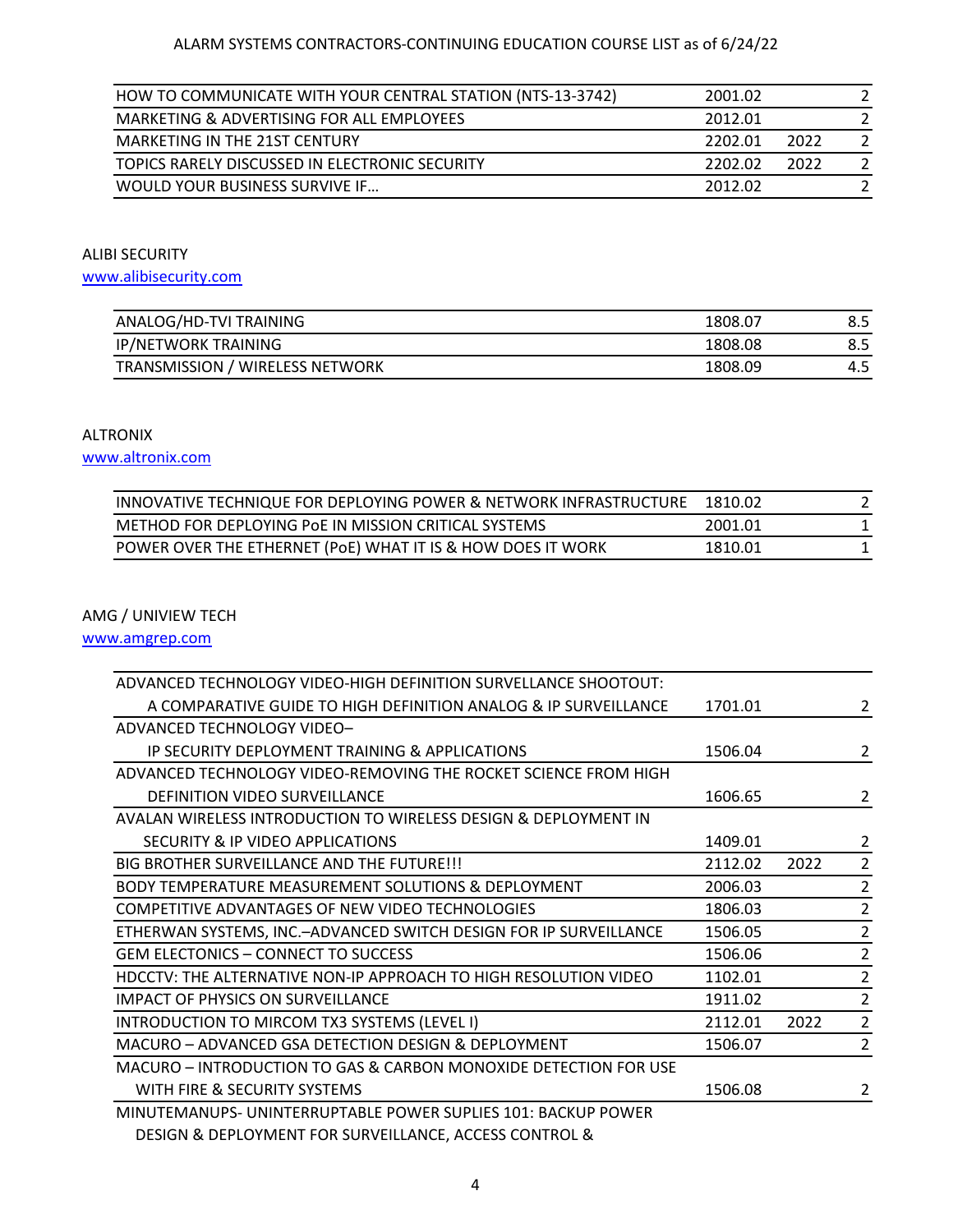| | | | |
|---|---|---|---|
| HOW TO COMMUNICATE WITH YOUR CENTRAL STATION (NTS-13-3742) | 2001.02 | | 2 |
| MARKETING & ADVERTISING FOR ALL EMPLOYEES | 2012.01 | | 2 |
| MARKETING IN THE 21ST CENTURY | 2202.01 | 2022 | 2 |
| TOPICS RARELY DISCUSSED IN ELECTRONIC SECURITY | 2202.02 | 2022 | 2 |
| WOULD YOUR BUSINESS SURVIVE IF… | 2012.02 | | 2 |

ALIBI SECURITY
www.alibisecurity.com

| | | |
|---|---|---|
| ANALOG/HD-TVI TRAINING | 1808.07 | 8.5 |
| IP/NETWORK TRAINING | 1808.08 | 8.5 |
| TRANSMISSION / WIRELESS NETWORK | 1808.09 | 4.5 |

ALTRONIX
www.altronix.com

| | | |
|---|---|---|
| INNOVATIVE TECHNIQUE FOR DEPLOYING POWER & NETWORK INFRASTRUCTURE | 1810.02 | 2 |
| METHOD FOR DEPLOYING PoE IN MISSION CRITICAL SYSTEMS | 2001.01 | 1 |
| POWER OVER THE ETHERNET (PoE) WHAT IT IS & HOW DOES IT WORK | 1810.01 | 1 |

AMG / UNIVIEW TECH
www.amgrep.com

| | | | |
|---|---|---|---|
| ADVANCED TECHNOLOGY VIDEO-HIGH DEFINITION SURVELLANCE SHOOTOUT: A COMPARATIVE GUIDE TO HIGH DEFINITION ANALOG & IP SURVEILLANCE | 1701.01 | | 2 |
| ADVANCED TECHNOLOGY VIDEO– IP SECURITY DEPLOYMENT TRAINING & APPLICATIONS | 1506.04 | | 2 |
| ADVANCED TECHNOLOGY VIDEO-REMOVING THE ROCKET SCIENCE FROM HIGH DEFINITION VIDEO SURVEILLANCE | 1606.65 | | 2 |
| AVALAN WIRELESS INTRODUCTION TO WIRELESS DESIGN & DEPLOYMENT IN SECURITY & IP VIDEO APPLICATIONS | 1409.01 | | 2 |
| BIG BROTHER SURVEILLANCE AND THE FUTURE!!! | 2112.02 | 2022 | 2 |
| BODY TEMPERATURE MEASUREMENT SOLUTIONS & DEPLOYMENT | 2006.03 | | 2 |
| COMPETITIVE ADVANTAGES OF NEW VIDEO TECHNOLOGIES | 1806.03 | | 2 |
| ETHERWAN SYSTEMS, INC.–ADVANCED SWITCH DESIGN FOR IP SURVEILLANCE | 1506.05 | | 2 |
| GEM ELECTONICS – CONNECT TO SUCCESS | 1506.06 | | 2 |
| HDCCTV: THE ALTERNATIVE NON-IP APPROACH TO HIGH RESOLUTION VIDEO | 1102.01 | | 2 |
| IMPACT OF PHYSICS ON SURVEILLANCE | 1911.02 | | 2 |
| INTRODUCTION TO MIRCOM TX3 SYSTEMS (LEVEL I) | 2112.01 | 2022 | 2 |
| MACURO – ADVANCED GSA DETECTION DESIGN & DEPLOYMENT | 1506.07 | | 2 |
| MACURO – INTRODUCTION TO GAS & CARBON MONOXIDE DETECTION FOR USE WITH FIRE & SECURITY SYSTEMS | 1506.08 | | 2 |
| MINUTEMANUPS- UNINTERRUPTABLE POWER SUPLIES 101: BACKUP POWER DESIGN & DEPLOYMENT FOR SURVEILLANCE, ACCESS CONTROL & | | | |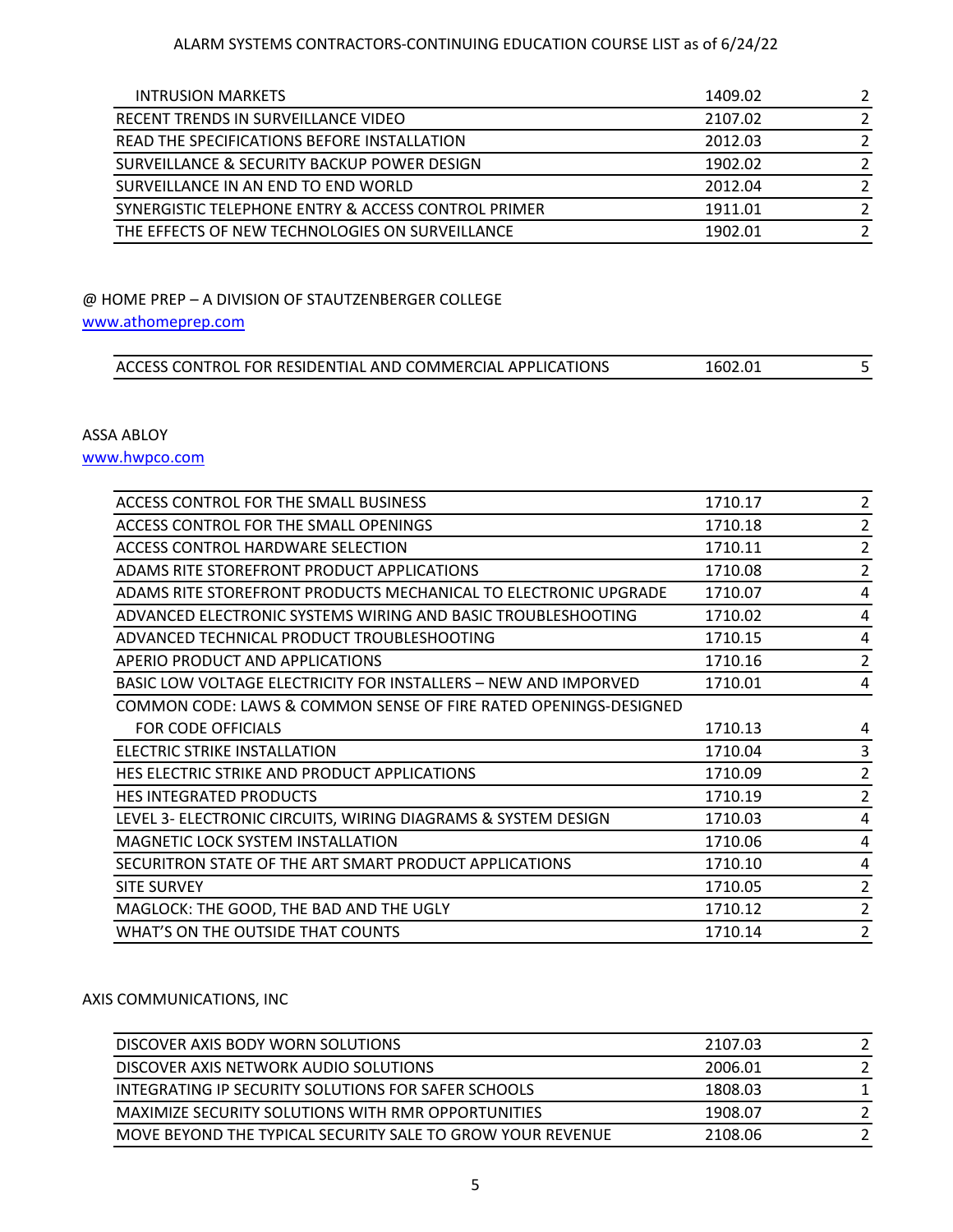| INTRUSION MARKETS | 1409.02 | 2 |
|---|---|---|
| RECENT TRENDS IN SURVEILLANCE VIDEO | 2107.02 | 2 |
| READ THE SPECIFICATIONS BEFORE INSTALLATION | 2012.03 | 2 |
| SURVEILLANCE & SECURITY BACKUP POWER DESIGN | 1902.02 | 2 |
| SURVEILLANCE IN AN END TO END WORLD | 2012.04 | 2 |
| SYNERGISTIC TELEPHONE ENTRY & ACCESS CONTROL PRIMER | 1911.01 | 2 |
| THE EFFECTS OF NEW TECHNOLOGIES ON SURVEILLANCE | 1902.01 | 2 |

@ HOME PREP – A DIVISION OF STAUTZENBERGER COLLEGE
www.athomeprep.com

| ACCESS CONTROL FOR RESIDENTIAL AND COMMERCIAL APPLICATIONS | 1602.01 | 5 |
|---|---|---|

ASSA ABLOY
www.hwpco.com

| ACCESS CONTROL FOR THE SMALL BUSINESS | 1710.17 | 2 |
|---|---|---|
| ACCESS CONTROL FOR THE SMALL OPENINGS | 1710.18 | 2 |
| ACCESS CONTROL HARDWARE SELECTION | 1710.11 | 2 |
| ADAMS RITE STOREFRONT PRODUCT APPLICATIONS | 1710.08 | 2 |
| ADAMS RITE STOREFRONT PRODUCTS MECHANICAL TO ELECTRONIC UPGRADE | 1710.07 | 4 |
| ADVANCED ELECTRONIC SYSTEMS WIRING AND BASIC TROUBLESHOOTING | 1710.02 | 4 |
| ADVANCED TECHNICAL PRODUCT TROUBLESHOOTING | 1710.15 | 4 |
| APERIO PRODUCT AND APPLICATIONS | 1710.16 | 2 |
| BASIC LOW VOLTAGE ELECTRICITY FOR INSTALLERS – NEW AND IMPORVED | 1710.01 | 4 |
| COMMON CODE: LAWS & COMMON SENSE OF FIRE RATED OPENINGS-DESIGNED FOR CODE OFFICIALS | 1710.13 | 4 |
| ELECTRIC STRIKE INSTALLATION | 1710.04 | 3 |
| HES ELECTRIC STRIKE AND PRODUCT APPLICATIONS | 1710.09 | 2 |
| HES INTEGRATED PRODUCTS | 1710.19 | 2 |
| LEVEL 3- ELECTRONIC CIRCUITS, WIRING DIAGRAMS & SYSTEM DESIGN | 1710.03 | 4 |
| MAGNETIC LOCK SYSTEM INSTALLATION | 1710.06 | 4 |
| SECURITRON STATE OF THE ART SMART PRODUCT APPLICATIONS | 1710.10 | 4 |
| SITE SURVEY | 1710.05 | 2 |
| MAGLOCK: THE GOOD, THE BAD AND THE UGLY | 1710.12 | 2 |
| WHAT'S ON THE OUTSIDE THAT COUNTS | 1710.14 | 2 |

AXIS COMMUNICATIONS, INC

| DISCOVER AXIS BODY WORN SOLUTIONS | 2107.03 | 2 |
|---|---|---|
| DISCOVER AXIS NETWORK AUDIO SOLUTIONS | 2006.01 | 2 |
| INTEGRATING IP SECURITY SOLUTIONS FOR SAFER SCHOOLS | 1808.03 | 1 |
| MAXIMIZE SECURITY SOLUTIONS WITH RMR OPPORTUNITIES | 1908.07 | 2 |
| MOVE BEYOND THE TYPICAL SECURITY SALE TO GROW YOUR REVENUE | 2108.06 | 2 |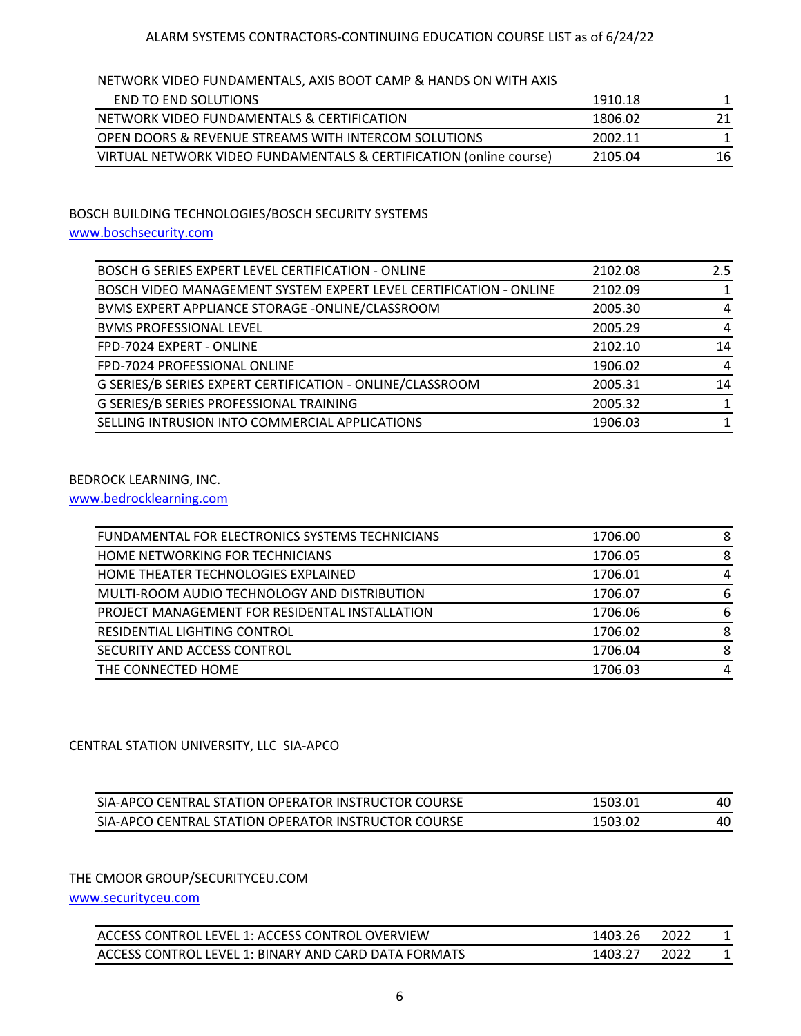| NETWORK VIDEO FUNDAMENTALS, AXIS BOOT CAMP & HANDS ON WITH AXIS END TO END SOLUTIONS | 1910.18 | | 1 |
|---|---|---|---|
| NETWORK VIDEO FUNDAMENTALS & CERTIFICATION | 1806.02 | | 21 |
| OPEN DOORS & REVENUE STREAMS WITH INTERCOM SOLUTIONS | 2002.11 | | 1 |
| VIRTUAL NETWORK VIDEO FUNDAMENTALS & CERTIFICATION (online course) | 2105.04 | | 16 |

## BOSCH BUILDING TECHNOLOGIES/BOSCH SECURITY SYSTEMS

www.boschsecurity.com

| | | | |
|---|---|---|---|
| BOSCH G SERIES EXPERT LEVEL CERTIFICATION - ONLINE | 2102.08 | | 2.5 |
| BOSCH VIDEO MANAGEMENT SYSTEM EXPERT LEVEL CERTIFICATION - ONLINE | 2102.09 | | 1 |
| BVMS EXPERT APPLIANCE STORAGE -ONLINE/CLASSROOM | 2005.30 | | 4 |
| BVMS PROFESSIONAL LEVEL | 2005.29 | | 4 |
| FPD-7024 EXPERT - ONLINE | 2102.10 | | 14 |
| FPD-7024 PROFESSIONAL ONLINE | 1906.02 | | 4 |
| G SERIES/B SERIES EXPERT CERTIFICATION - ONLINE/CLASSROOM | 2005.31 | | 14 |
| G SERIES/B SERIES PROFESSIONAL TRAINING | 2005.32 | | 1 |
| SELLING INTRUSION INTO COMMERCIAL APPLICATIONS | 1906.03 | | 1 |

## BEDROCK LEARNING, INC.

www.bedrocklearning.com

| | | | |
|---|---|---|---|
| FUNDAMENTAL FOR ELECTRONICS SYSTEMS TECHNICIANS | 1706.00 | | 8 |
| HOME NETWORKING FOR TECHNICIANS | 1706.05 | | 8 |
| HOME THEATER TECHNOLOGIES EXPLAINED | 1706.01 | | 4 |
| MULTI-ROOM AUDIO TECHNOLOGY AND DISTRIBUTION | 1706.07 | | 6 |
| PROJECT MANAGEMENT FOR RESIDENTAL INSTALLATION | 1706.06 | | 6 |
| RESIDENTIAL LIGHTING CONTROL | 1706.02 | | 8 |
| SECURITY AND ACCESS CONTROL | 1706.04 | | 8 |
| THE CONNECTED HOME | 1706.03 | | 4 |

## CENTRAL STATION UNIVERSITY, LLC SIA-APCO

| | | | |
|---|---|---|---|
| SIA-APCO CENTRAL STATION OPERATOR INSTRUCTOR COURSE | 1503.01 | | 40 |
| SIA-APCO CENTRAL STATION OPERATOR INSTRUCTOR COURSE | 1503.02 | | 40 |

## THE CMOOR GROUP/SECURITYCEU.COM

www.securityceu.com

| | | | |
|---|---|---|---|
| ACCESS CONTROL LEVEL 1: ACCESS CONTROL OVERVIEW | 1403.26 | 2022 | 1 |
| ACCESS CONTROL LEVEL 1: BINARY AND CARD DATA FORMATS | 1403.27 | 2022 | 1 |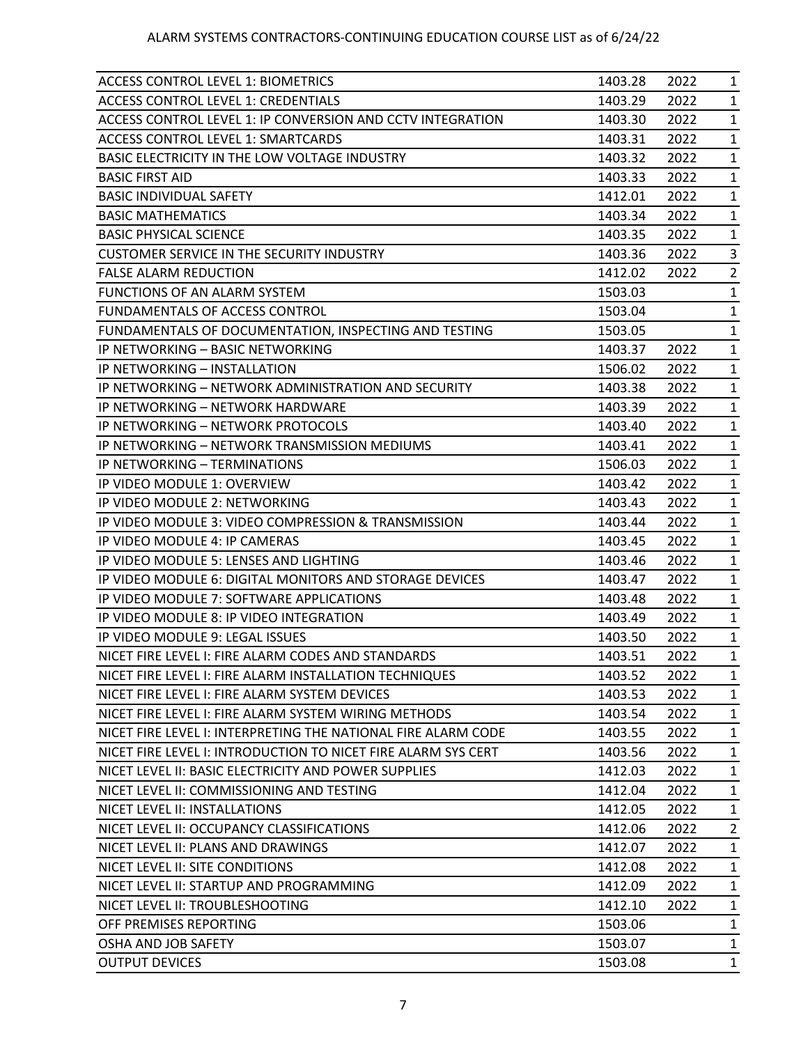ALARM SYSTEMS CONTRACTORS-CONTINUING EDUCATION COURSE LIST as of 6/24/22

| | | | |
|---|---|---|---|
| ACCESS CONTROL LEVEL 1: BIOMETRICS | 1403.28 | 2022 | 1 |
| ACCESS CONTROL LEVEL 1: CREDENTIALS | 1403.29 | 2022 | 1 |
| ACCESS CONTROL LEVEL 1: IP CONVERSION AND CCTV INTEGRATION | 1403.30 | 2022 | 1 |
| ACCESS CONTROL LEVEL 1: SMARTCARDS | 1403.31 | 2022 | 1 |
| BASIC ELECTRICITY IN THE LOW VOLTAGE INDUSTRY | 1403.32 | 2022 | 1 |
| BASIC FIRST AID | 1403.33 | 2022 | 1 |
| BASIC INDIVIDUAL SAFETY | 1412.01 | 2022 | 1 |
| BASIC MATHEMATICS | 1403.34 | 2022 | 1 |
| BASIC PHYSICAL SCIENCE | 1403.35 | 2022 | 1 |
| CUSTOMER SERVICE IN THE SECURITY INDUSTRY | 1403.36 | 2022 | 3 |
| FALSE ALARM REDUCTION | 1412.02 | 2022 | 2 |
| FUNCTIONS OF AN ALARM SYSTEM | 1503.03 | | 1 |
| FUNDAMENTALS OF ACCESS CONTROL | 1503.04 | | 1 |
| FUNDAMENTALS OF DOCUMENTATION, INSPECTING AND TESTING | 1503.05 | | 1 |
| IP NETWORKING – BASIC NETWORKING | 1403.37 | 2022 | 1 |
| IP NETWORKING – INSTALLATION | 1506.02 | 2022 | 1 |
| IP NETWORKING – NETWORK ADMINISTRATION AND SECURITY | 1403.38 | 2022 | 1 |
| IP NETWORKING – NETWORK HARDWARE | 1403.39 | 2022 | 1 |
| IP NETWORKING – NETWORK PROTOCOLS | 1403.40 | 2022 | 1 |
| IP NETWORKING – NETWORK TRANSMISSION MEDIUMS | 1403.41 | 2022 | 1 |
| IP NETWORKING – TERMINATIONS | 1506.03 | 2022 | 1 |
| IP VIDEO MODULE 1: OVERVIEW | 1403.42 | 2022 | 1 |
| IP VIDEO MODULE 2: NETWORKING | 1403.43 | 2022 | 1 |
| IP VIDEO MODULE 3: VIDEO COMPRESSION & TRANSMISSION | 1403.44 | 2022 | 1 |
| IP VIDEO MODULE 4: IP CAMERAS | 1403.45 | 2022 | 1 |
| IP VIDEO MODULE 5: LENSES AND LIGHTING | 1403.46 | 2022 | 1 |
| IP VIDEO MODULE 6: DIGITAL MONITORS AND STORAGE DEVICES | 1403.47 | 2022 | 1 |
| IP VIDEO MODULE 7: SOFTWARE APPLICATIONS | 1403.48 | 2022 | 1 |
| IP VIDEO MODULE 8: IP VIDEO INTEGRATION | 1403.49 | 2022 | 1 |
| IP VIDEO MODULE 9: LEGAL ISSUES | 1403.50 | 2022 | 1 |
| NICET FIRE LEVEL I: FIRE ALARM CODES AND STANDARDS | 1403.51 | 2022 | 1 |
| NICET FIRE LEVEL I: FIRE ALARM INSTALLATION TECHNIQUES | 1403.52 | 2022 | 1 |
| NICET FIRE LEVEL I: FIRE ALARM SYSTEM DEVICES | 1403.53 | 2022 | 1 |
| NICET FIRE LEVEL I: FIRE ALARM SYSTEM WIRING METHODS | 1403.54 | 2022 | 1 |
| NICET FIRE LEVEL I: INTERPRETING THE NATIONAL FIRE ALARM CODE | 1403.55 | 2022 | 1 |
| NICET FIRE LEVEL I: INTRODUCTION TO NICET FIRE ALARM SYS CERT | 1403.56 | 2022 | 1 |
| NICET LEVEL II: BASIC ELECTRICITY AND POWER SUPPLIES | 1412.03 | 2022 | 1 |
| NICET LEVEL II: COMMISSIONING AND TESTING | 1412.04 | 2022 | 1 |
| NICET LEVEL II: INSTALLATIONS | 1412.05 | 2022 | 1 |
| NICET LEVEL II: OCCUPANCY CLASSIFICATIONS | 1412.06 | 2022 | 2 |
| NICET LEVEL II: PLANS AND DRAWINGS | 1412.07 | 2022 | 1 |
| NICET LEVEL II: SITE CONDITIONS | 1412.08 | 2022 | 1 |
| NICET LEVEL II: STARTUP AND PROGRAMMING | 1412.09 | 2022 | 1 |
| NICET LEVEL II: TROUBLESHOOTING | 1412.10 | 2022 | 1 |
| OFF PREMISES REPORTING | 1503.06 | | 1 |
| OSHA AND JOB SAFETY | 1503.07 | | 1 |
| OUTPUT DEVICES | 1503.08 | | 1 |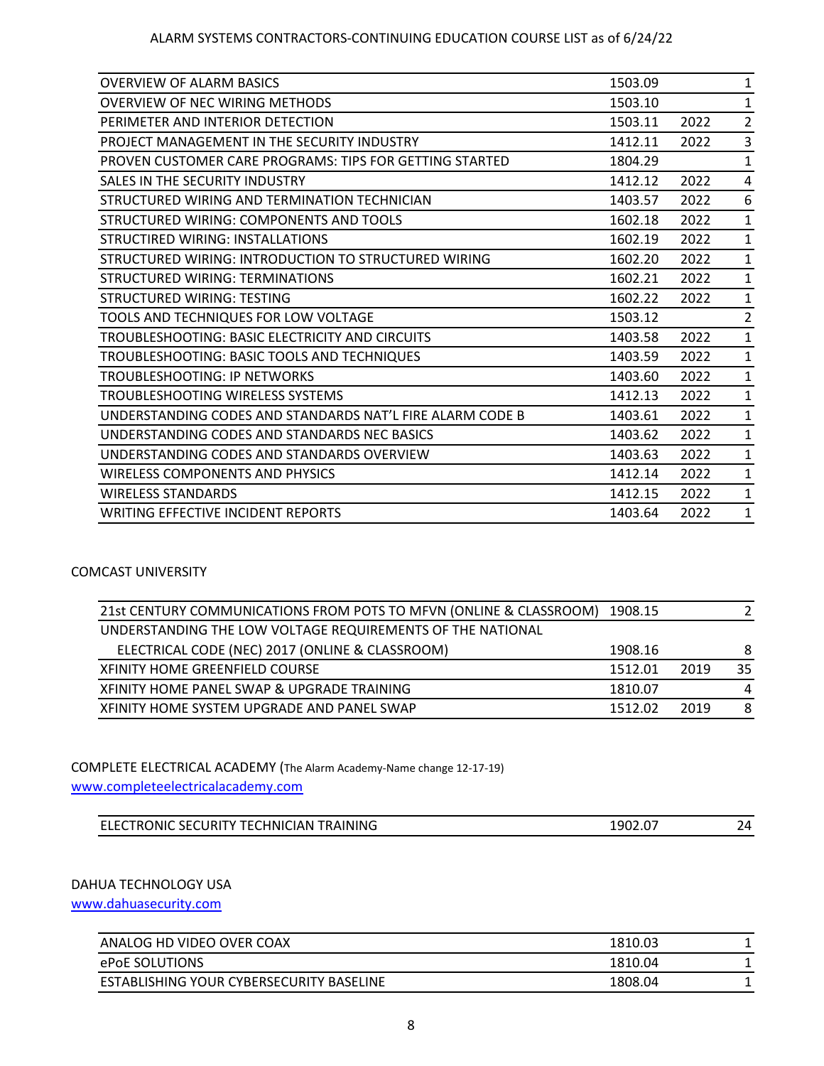| | | | |
|---|---|---|---|
| OVERVIEW OF ALARM BASICS | 1503.09 | | 1 |
| OVERVIEW OF NEC WIRING METHODS | 1503.10 | | 1 |
| PERIMETER AND INTERIOR DETECTION | 1503.11 | 2022 | 2 |
| PROJECT MANAGEMENT IN THE SECURITY INDUSTRY | 1412.11 | 2022 | 3 |
| PROVEN CUSTOMER CARE PROGRAMS: TIPS FOR GETTING STARTED | 1804.29 | | 1 |
| SALES IN THE SECURITY INDUSTRY | 1412.12 | 2022 | 4 |
| STRUCTURED WIRING AND TERMINATION TECHNICIAN | 1403.57 | 2022 | 6 |
| STRUCTURED WIRING: COMPONENTS AND TOOLS | 1602.18 | 2022 | 1 |
| STRUCTIRED WIRING: INSTALLATIONS | 1602.19 | 2022 | 1 |
| STRUCTURED WIRING: INTRODUCTION TO STRUCTURED WIRING | 1602.20 | 2022 | 1 |
| STRUCTURED WIRING: TERMINATIONS | 1602.21 | 2022 | 1 |
| STRUCTURED WIRING: TESTING | 1602.22 | 2022 | 1 |
| TOOLS AND TECHNIQUES FOR LOW VOLTAGE | 1503.12 | | 2 |
| TROUBLESHOOTING: BASIC ELECTRICITY AND CIRCUITS | 1403.58 | 2022 | 1 |
| TROUBLESHOOTING: BASIC TOOLS AND TECHNIQUES | 1403.59 | 2022 | 1 |
| TROUBLESHOOTING: IP NETWORKS | 1403.60 | 2022 | 1 |
| TROUBLESHOOTING WIRELESS SYSTEMS | 1412.13 | 2022 | 1 |
| UNDERSTANDING CODES AND STANDARDS NAT'L FIRE ALARM CODE B | 1403.61 | 2022 | 1 |
| UNDERSTANDING CODES AND STANDARDS NEC BASICS | 1403.62 | 2022 | 1 |
| UNDERSTANDING CODES AND STANDARDS OVERVIEW | 1403.63 | 2022 | 1 |
| WIRELESS COMPONENTS AND PHYSICS | 1412.14 | 2022 | 1 |
| WIRELESS STANDARDS | 1412.15 | 2022 | 1 |
| WRITING EFFECTIVE INCIDENT REPORTS | 1403.64 | 2022 | 1 |

COMCAST UNIVERSITY

| | | | |
|---|---|---|---|
| 21st CENTURY COMMUNICATIONS FROM POTS TO MFVN (ONLINE & CLASSROOM) | 1908.15 | | 2 |
| UNDERSTANDING THE LOW VOLTAGE REQUIREMENTS OF THE NATIONAL ELECTRICAL CODE (NEC) 2017 (ONLINE & CLASSROOM) | 1908.16 | | 8 |
| XFINITY HOME GREENFIELD COURSE | 1512.01 | 2019 | 35 |
| XFINITY HOME PANEL SWAP & UPGRADE TRAINING | 1810.07 | | 4 |
| XFINITY HOME SYSTEM UPGRADE AND PANEL SWAP | 1512.02 | 2019 | 8 |

COMPLETE ELECTRICAL ACADEMY (The Alarm Academy-Name change 12-17-19)
www.completeelectricalacademy.com

| | | | |
|---|---|---|---|
| ELECTRONIC SECURITY TECHNICIAN TRAINING | 1902.07 | | 24 |

DAHUA TECHNOLOGY USA
www.dahuasecurity.com

| | | | |
|---|---|---|---|
| ANALOG HD VIDEO OVER COAX | 1810.03 | | 1 |
| ePoE SOLUTIONS | 1810.04 | | 1 |
| ESTABLISHING YOUR CYBERSECURITY BASELINE | 1808.04 | | 1 |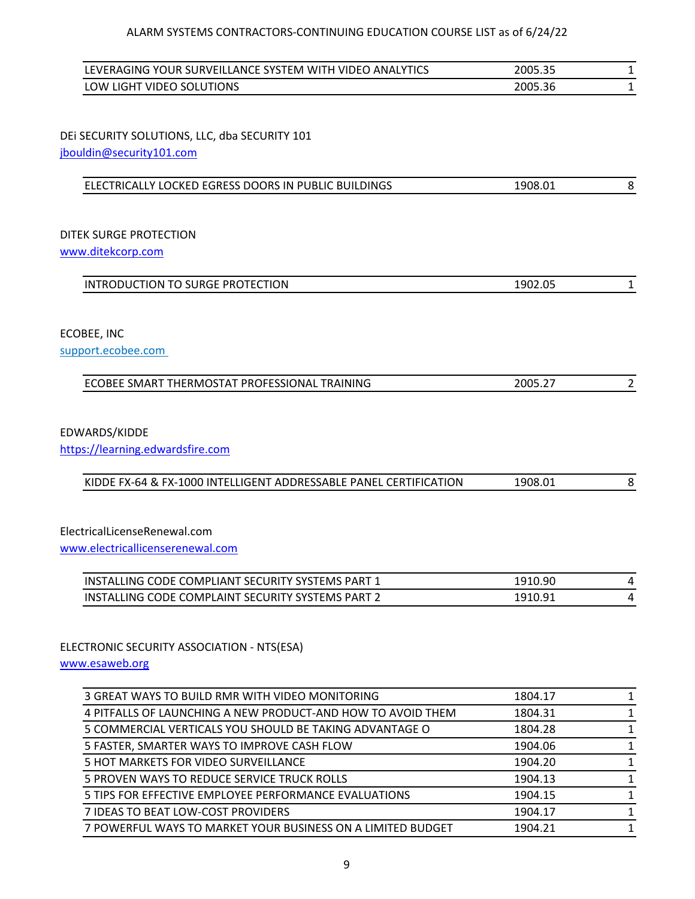| LEVERAGING YOUR SURVEILLANCE SYSTEM WITH VIDEO ANALYTICS | 2005.35 | 1 |
|---|---|---|
| LOW LIGHT VIDEO SOLUTIONS | 2005.36 | 1 |

DEi SECURITY SOLUTIONS, LLC, dba SECURITY 101
jbouldin@security101.com

| ELECTRICALLY LOCKED EGRESS DOORS IN PUBLIC BUILDINGS | 1908.01 | 8 |
|---|---|---|

DITEK SURGE PROTECTION
www.ditekcorp.com

| INTRODUCTION TO SURGE PROTECTION | 1902.05 | 1 |
|---|---|---|

ECOBEE, INC
support.ecobee.com

| ECOBEE SMART THERMOSTAT PROFESSIONAL TRAINING | 2005.27 | 2 |
|---|---|---|

EDWARDS/KIDDE
https://learning.edwardsfire.com

| KIDDE FX-64 & FX-1000 INTELLIGENT ADDRESSABLE PANEL CERTIFICATION | 1908.01 | 8 |
|---|---|---|

ElectricalLicenseRenewal.com
www.electricallicenserenewal.com

| INSTALLING CODE COMPLIANT SECURITY SYSTEMS PART 1 | 1910.90 | 4 |
|---|---|---|
| INSTALLING CODE COMPLAINT SECURITY SYSTEMS PART 2 | 1910.91 | 4 |

ELECTRONIC SECURITY ASSOCIATION - NTS(ESA)
www.esaweb.org

| 3 GREAT WAYS TO BUILD RMR WITH VIDEO MONITORING | 1804.17 | 1 |
|---|---|---|
| 4 PITFALLS OF LAUNCHING A NEW PRODUCT-AND HOW TO AVOID THEM | 1804.31 | 1 |
| 5 COMMERCIAL VERTICALS YOU SHOULD BE TAKING ADVANTAGE O | 1804.28 | 1 |
| 5 FASTER, SMARTER WAYS TO IMPROVE CASH FLOW | 1904.06 | 1 |
| 5 HOT MARKETS FOR VIDEO SURVEILLANCE | 1904.20 | 1 |
| 5 PROVEN WAYS TO REDUCE SERVICE TRUCK ROLLS | 1904.13 | 1 |
| 5 TIPS FOR EFFECTIVE EMPLOYEE PERFORMANCE EVALUATIONS | 1904.15 | 1 |
| 7 IDEAS TO BEAT LOW-COST PROVIDERS | 1904.17 | 1 |
| 7 POWERFUL WAYS TO MARKET YOUR BUSINESS ON A LIMITED BUDGET | 1904.21 | 1 |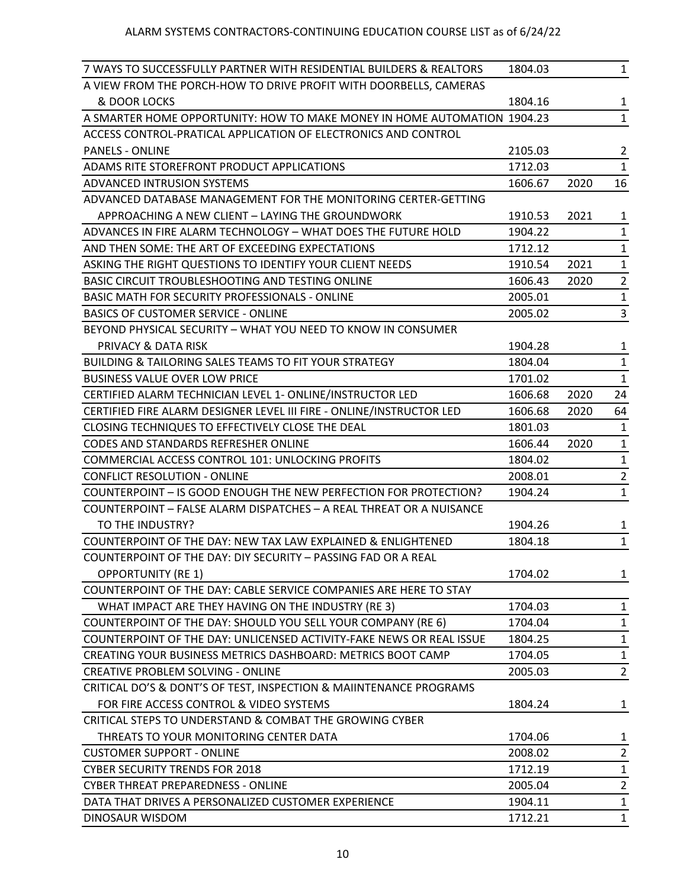ALARM SYSTEMS CONTRACTORS-CONTINUING EDUCATION COURSE LIST as of 6/24/22

| Course | Number | Year | Hours |
|---|---|---|---|
| 7 WAYS TO SUCCESSFULLY PARTNER WITH RESIDENTIAL BUILDERS & REALTORS | 1804.03 | | 1 |
| A VIEW FROM THE PORCH-HOW TO DRIVE PROFIT WITH DOORBELLS, CAMERAS & DOOR LOCKS | 1804.16 | | 1 |
| A SMARTER HOME OPPORTUNITY: HOW TO MAKE MONEY IN HOME AUTOMATION | 1904.23 | | 1 |
| ACCESS CONTROL-PRATICAL APPLICATION OF ELECTRONICS AND CONTROL PANELS - ONLINE | 2105.03 | | 2 |
| ADAMS RITE STOREFRONT PRODUCT APPLICATIONS | 1712.03 | | 1 |
| ADVANCED INTRUSION SYSTEMS | 1606.67 | 2020 | 16 |
| ADVANCED DATABASE MANAGEMENT FOR THE MONITORING CERTER-GETTING APPROACHING A NEW CLIENT – LAYING THE GROUNDWORK | 1910.53 | 2021 | 1 |
| ADVANCES IN FIRE ALARM TECHNOLOGY – WHAT DOES THE FUTURE HOLD | 1904.22 | | 1 |
| AND THEN SOME: THE ART OF EXCEEDING EXPECTATIONS | 1712.12 | | 1 |
| ASKING THE RIGHT QUESTIONS TO IDENTIFY YOUR CLIENT NEEDS | 1910.54 | 2021 | 1 |
| BASIC CIRCUIT TROUBLESHOOTING AND TESTING ONLINE | 1606.43 | 2020 | 2 |
| BASIC MATH FOR SECURITY PROFESSIONALS - ONLINE | 2005.01 | | 1 |
| BASICS OF CUSTOMER SERVICE - ONLINE | 2005.02 | | 3 |
| BEYOND PHYSICAL SECURITY – WHAT YOU NEED TO KNOW IN CONSUMER PRIVACY & DATA RISK | 1904.28 | | 1 |
| BUILDING & TAILORING SALES TEAMS TO FIT YOUR STRATEGY | 1804.04 | | 1 |
| BUSINESS VALUE OVER LOW PRICE | 1701.02 | | 1 |
| CERTIFIED ALARM TECHNICIAN LEVEL 1- ONLINE/INSTRUCTOR LED | 1606.68 | 2020 | 24 |
| CERTIFIED FIRE ALARM DESIGNER LEVEL III FIRE - ONLINE/INSTRUCTOR LED | 1606.68 | 2020 | 64 |
| CLOSING TECHNIQUES TO EFFECTIVELY CLOSE THE DEAL | 1801.03 | | 1 |
| CODES AND STANDARDS REFRESHER ONLINE | 1606.44 | 2020 | 1 |
| COMMERCIAL ACCESS CONTROL 101: UNLOCKING PROFITS | 1804.02 | | 1 |
| CONFLICT RESOLUTION - ONLINE | 2008.01 | | 2 |
| COUNTERPOINT – IS GOOD ENOUGH THE NEW PERFECTION FOR PROTECTION? | 1904.24 | | 1 |
| COUNTERPOINT – FALSE ALARM DISPATCHES – A REAL THREAT OR A NUISANCE TO THE INDUSTRY? | 1904.26 | | 1 |
| COUNTERPOINT OF THE DAY: NEW TAX LAW EXPLAINED & ENLIGHTENED | 1804.18 | | 1 |
| COUNTERPOINT OF THE DAY: DIY SECURITY – PASSING FAD OR A REAL OPPORTUNITY (RE 1) | 1704.02 | | 1 |
| COUNTERPOINT OF THE DAY: CABLE SERVICE COMPANIES ARE HERE TO STAY WHAT IMPACT ARE THEY HAVING ON THE INDUSTRY (RE 3) | 1704.03 | | 1 |
| COUNTERPOINT OF THE DAY: SHOULD YOU SELL YOUR COMPANY (RE 6) | 1704.04 | | 1 |
| COUNTERPOINT OF THE DAY: UNLICENSED ACTIVITY-FAKE NEWS OR REAL ISSUE | 1804.25 | | 1 |
| CREATING YOUR BUSINESS METRICS DASHBOARD: METRICS BOOT CAMP | 1704.05 | | 1 |
| CREATIVE PROBLEM SOLVING - ONLINE | 2005.03 | | 2 |
| CRITICAL DO'S & DONT'S OF TEST, INSPECTION & MAIINTENANCE PROGRAMS FOR FIRE ACCESS CONTROL & VIDEO SYSTEMS | 1804.24 | | 1 |
| CRITICAL STEPS TO UNDERSTAND & COMBAT THE GROWING CYBER THREATS TO YOUR MONITORING CENTER DATA | 1704.06 | | 1 |
| CUSTOMER SUPPORT - ONLINE | 2008.02 | | 2 |
| CYBER SECURITY TRENDS FOR 2018 | 1712.19 | | 1 |
| CYBER THREAT PREPAREDNESS - ONLINE | 2005.04 | | 2 |
| DATA THAT DRIVES A PERSONALIZED CUSTOMER EXPERIENCE | 1904.11 | | 1 |
| DINOSAUR WISDOM | 1712.21 | | 1 |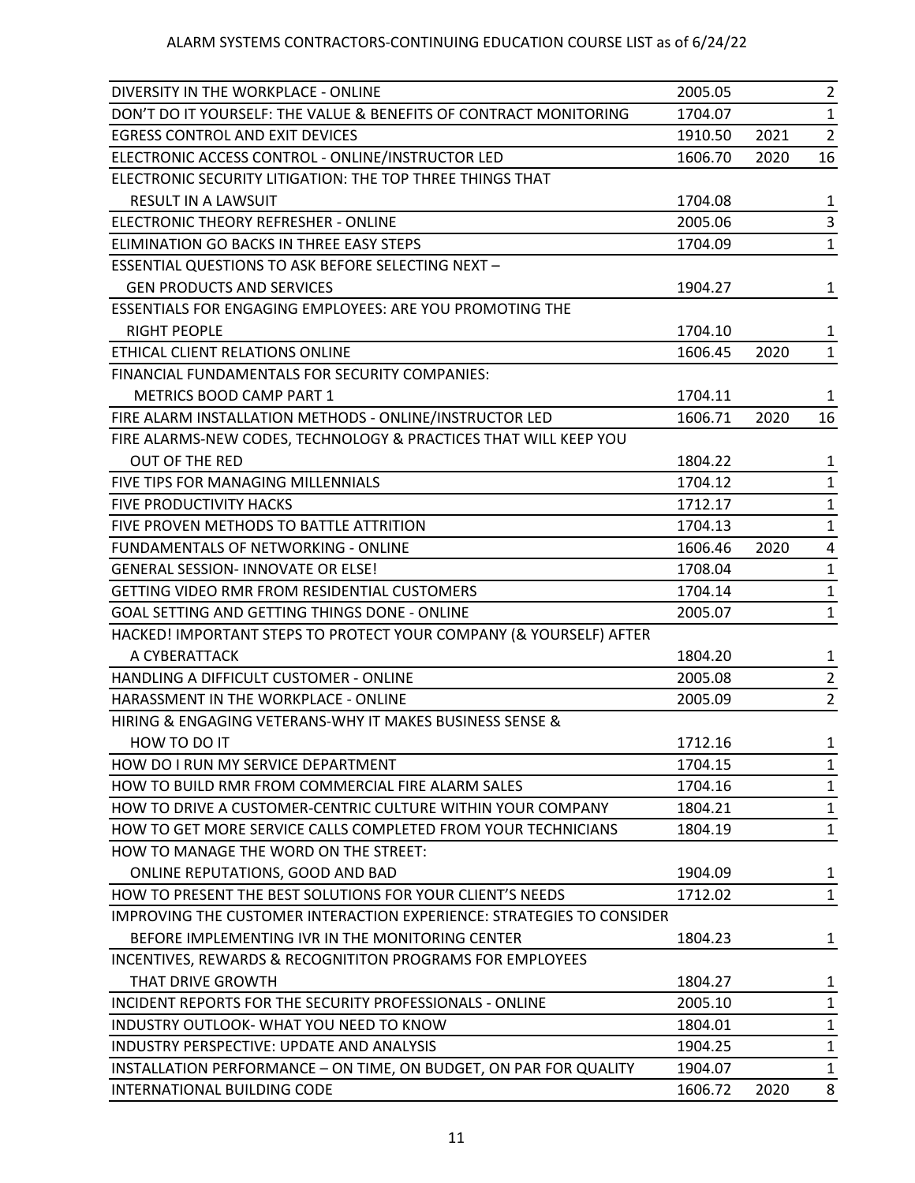ALARM SYSTEMS CONTRACTORS-CONTINUING EDUCATION COURSE LIST as of 6/24/22

| Course | Number | Year | Hours |
|---|---|---|---|
| DIVERSITY IN THE WORKPLACE - ONLINE | 2005.05 | | 2 |
| DON'T DO IT YOURSELF: THE VALUE & BENEFITS OF CONTRACT MONITORING | 1704.07 | | 1 |
| EGRESS CONTROL AND EXIT DEVICES | 1910.50 | 2021 | 2 |
| ELECTRONIC ACCESS CONTROL - ONLINE/INSTRUCTOR LED | 1606.70 | 2020 | 16 |
| ELECTRONIC SECURITY LITIGATION: THE TOP THREE THINGS THAT RESULT IN A LAWSUIT | 1704.08 | | 1 |
| ELECTRONIC THEORY REFRESHER - ONLINE | 2005.06 | | 3 |
| ELIMINATION GO BACKS IN THREE EASY STEPS | 1704.09 | | 1 |
| ESSENTIAL QUESTIONS TO ASK BEFORE SELECTING NEXT – GEN PRODUCTS AND SERVICES | 1904.27 | | 1 |
| ESSENTIALS FOR ENGAGING EMPLOYEES: ARE YOU PROMOTING THE RIGHT PEOPLE | 1704.10 | | 1 |
| ETHICAL CLIENT RELATIONS ONLINE | 1606.45 | 2020 | 1 |
| FINANCIAL FUNDAMENTALS FOR SECURITY COMPANIES: METRICS BOOD CAMP PART 1 | 1704.11 | | 1 |
| FIRE ALARM INSTALLATION METHODS - ONLINE/INSTRUCTOR LED | 1606.71 | 2020 | 16 |
| FIRE ALARMS-NEW CODES, TECHNOLOGY & PRACTICES THAT WILL KEEP YOU OUT OF THE RED | 1804.22 | | 1 |
| FIVE TIPS FOR MANAGING MILLENNIALS | 1704.12 | | 1 |
| FIVE PRODUCTIVITY HACKS | 1712.17 | | 1 |
| FIVE PROVEN METHODS TO BATTLE ATTRITION | 1704.13 | | 1 |
| FUNDAMENTALS OF NETWORKING - ONLINE | 1606.46 | 2020 | 4 |
| GENERAL SESSION- INNOVATE OR ELSE! | 1708.04 | | 1 |
| GETTING VIDEO RMR FROM RESIDENTIAL CUSTOMERS | 1704.14 | | 1 |
| GOAL SETTING AND GETTING THINGS DONE - ONLINE | 2005.07 | | 1 |
| HACKED! IMPORTANT STEPS TO PROTECT YOUR COMPANY (& YOURSELF) AFTER A CYBERATTACK | 1804.20 | | 1 |
| HANDLING A DIFFICULT CUSTOMER - ONLINE | 2005.08 | | 2 |
| HARASSMENT IN THE WORKPLACE - ONLINE | 2005.09 | | 2 |
| HIRING & ENGAGING VETERANS-WHY IT MAKES BUSINESS SENSE & HOW TO DO IT | 1712.16 | | 1 |
| HOW DO I RUN MY SERVICE DEPARTMENT | 1704.15 | | 1 |
| HOW TO BUILD RMR FROM COMMERCIAL FIRE ALARM SALES | 1704.16 | | 1 |
| HOW TO DRIVE A CUSTOMER-CENTRIC CULTURE WITHIN YOUR COMPANY | 1804.21 | | 1 |
| HOW TO GET MORE SERVICE CALLS COMPLETED FROM YOUR TECHNICIANS | 1804.19 | | 1 |
| HOW TO MANAGE THE WORD ON THE STREET: ONLINE REPUTATIONS, GOOD AND BAD | 1904.09 | | 1 |
| HOW TO PRESENT THE BEST SOLUTIONS FOR YOUR CLIENT'S NEEDS | 1712.02 | | 1 |
| IMPROVING THE CUSTOMER INTERACTION EXPERIENCE: STRATEGIES TO CONSIDER BEFORE IMPLEMENTING IVR IN THE MONITORING CENTER | 1804.23 | | 1 |
| INCENTIVES, REWARDS & RECOGNITITON PROGRAMS FOR EMPLOYEES THAT DRIVE GROWTH | 1804.27 | | 1 |
| INCIDENT REPORTS FOR THE SECURITY PROFESSIONALS - ONLINE | 2005.10 | | 1 |
| INDUSTRY OUTLOOK- WHAT YOU NEED TO KNOW | 1804.01 | | 1 |
| INDUSTRY PERSPECTIVE: UPDATE AND ANALYSIS | 1904.25 | | 1 |
| INSTALLATION PERFORMANCE – ON TIME, ON BUDGET, ON PAR FOR QUALITY | 1904.07 | | 1 |
| INTERNATIONAL BUILDING CODE | 1606.72 | 2020 | 8 |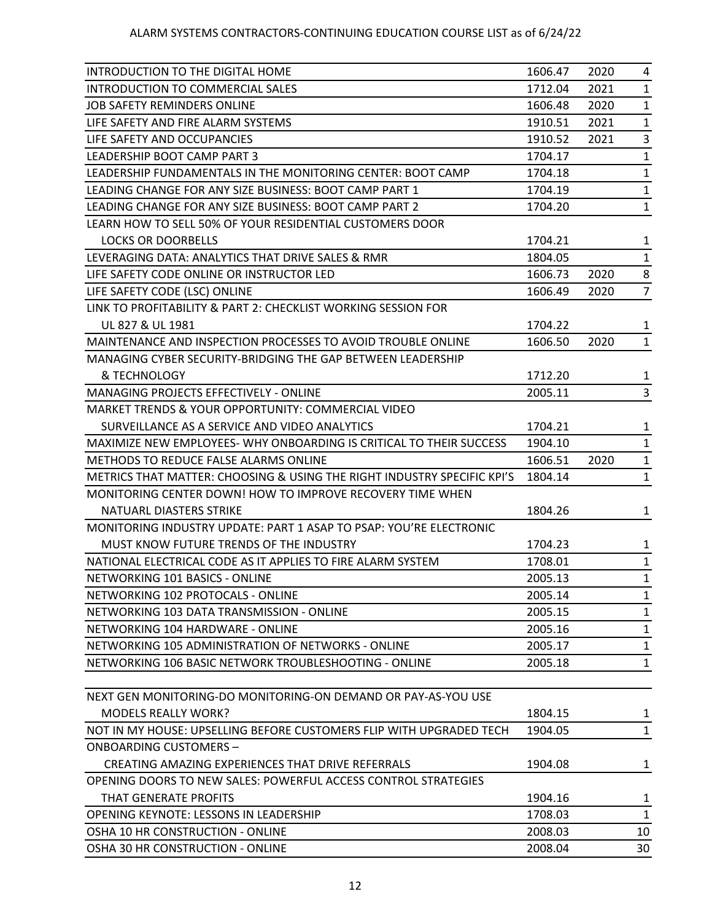ALARM SYSTEMS CONTRACTORS-CONTINUING EDUCATION COURSE LIST as of 6/24/22

| | | | |
|---|---|---|---|
| INTRODUCTION TO THE DIGITAL HOME | 1606.47 | 2020 | 4 |
| INTRODUCTION TO COMMERCIAL SALES | 1712.04 | 2021 | 1 |
| JOB SAFETY REMINDERS ONLINE | 1606.48 | 2020 | 1 |
| LIFE SAFETY AND FIRE ALARM SYSTEMS | 1910.51 | 2021 | 1 |
| LIFE SAFETY AND OCCUPANCIES | 1910.52 | 2021 | 3 |
| LEADERSHIP BOOT CAMP PART 3 | 1704.17 | | 1 |
| LEADERSHIP FUNDAMENTALS IN THE MONITORING CENTER: BOOT CAMP | 1704.18 | | 1 |
| LEADING CHANGE FOR ANY SIZE BUSINESS: BOOT CAMP PART 1 | 1704.19 | | 1 |
| LEADING CHANGE FOR ANY SIZE BUSINESS: BOOT CAMP PART 2 | 1704.20 | | 1 |
| LEARN HOW TO SELL 50% OF YOUR RESIDENTIAL CUSTOMERS DOOR LOCKS OR DOORBELLS | 1704.21 | | 1 |
| LEVERAGING DATA: ANALYTICS THAT DRIVE SALES & RMR | 1804.05 | | 1 |
| LIFE SAFETY CODE ONLINE OR INSTRUCTOR LED | 1606.73 | 2020 | 8 |
| LIFE SAFETY CODE (LSC) ONLINE | 1606.49 | 2020 | 7 |
| LINK TO PROFITABILITY & PART 2: CHECKLIST WORKING SESSION FOR UL 827 & UL 1981 | 1704.22 | | 1 |
| MAINTENANCE AND INSPECTION PROCESSES TO AVOID TROUBLE ONLINE | 1606.50 | 2020 | 1 |
| MANAGING CYBER SECURITY-BRIDGING THE GAP BETWEEN LEADERSHIP & TECHNOLOGY | 1712.20 | | 1 |
| MANAGING PROJECTS EFFECTIVELY - ONLINE | 2005.11 | | 3 |
| MARKET TRENDS & YOUR OPPORTUNITY: COMMERCIAL VIDEO SURVEILLANCE AS A SERVICE AND VIDEO ANALYTICS | 1704.21 | | 1 |
| MAXIMIZE NEW EMPLOYEES- WHY ONBOARDING IS CRITICAL TO THEIR SUCCESS | 1904.10 | | 1 |
| METHODS TO REDUCE FALSE ALARMS ONLINE | 1606.51 | 2020 | 1 |
| METRICS THAT MATTER: CHOOSING & USING THE RIGHT INDUSTRY SPECIFIC KPI'S | 1804.14 | | 1 |
| MONITORING CENTER DOWN! HOW TO IMPROVE RECOVERY TIME WHEN NATUARL DIASTERS STRIKE | 1804.26 | | 1 |
| MONITORING INDUSTRY UPDATE: PART 1 ASAP TO PSAP: YOU'RE ELECTRONIC MUST KNOW FUTURE TRENDS OF THE INDUSTRY | 1704.23 | | 1 |
| NATIONAL ELECTRICAL CODE AS IT APPLIES TO FIRE ALARM SYSTEM | 1708.01 | | 1 |
| NETWORKING 101 BASICS - ONLINE | 2005.13 | | 1 |
| NETWORKING 102 PROTOCALS - ONLINE | 2005.14 | | 1 |
| NETWORKING 103 DATA TRANSMISSION - ONLINE | 2005.15 | | 1 |
| NETWORKING 104 HARDWARE - ONLINE | 2005.16 | | 1 |
| NETWORKING 105 ADMINISTRATION OF NETWORKS - ONLINE | 2005.17 | | 1 |
| NETWORKING 106 BASIC NETWORK TROUBLESHOOTING - ONLINE | 2005.18 | | 1 |
| | | | |
| NEXT GEN MONITORING-DO MONITORING-ON DEMAND OR PAY-AS-YOU USE MODELS REALLY WORK? | 1804.15 | | 1 |
| NOT IN MY HOUSE: UPSELLING BEFORE CUSTOMERS FLIP WITH UPGRADED TECH | 1904.05 | | 1 |
| ONBOARDING CUSTOMERS – CREATING AMAZING EXPERIENCES THAT DRIVE REFERRALS | 1904.08 | | 1 |
| OPENING DOORS TO NEW SALES: POWERFUL ACCESS CONTROL STRATEGIES THAT GENERATE PROFITS | 1904.16 | | 1 |
| OPENING KEYNOTE: LESSONS IN LEADERSHIP | 1708.03 | | 1 |
| OSHA 10 HR CONSTRUCTION - ONLINE | 2008.03 | | 10 |
| OSHA 30 HR CONSTRUCTION - ONLINE | 2008.04 | | 30 |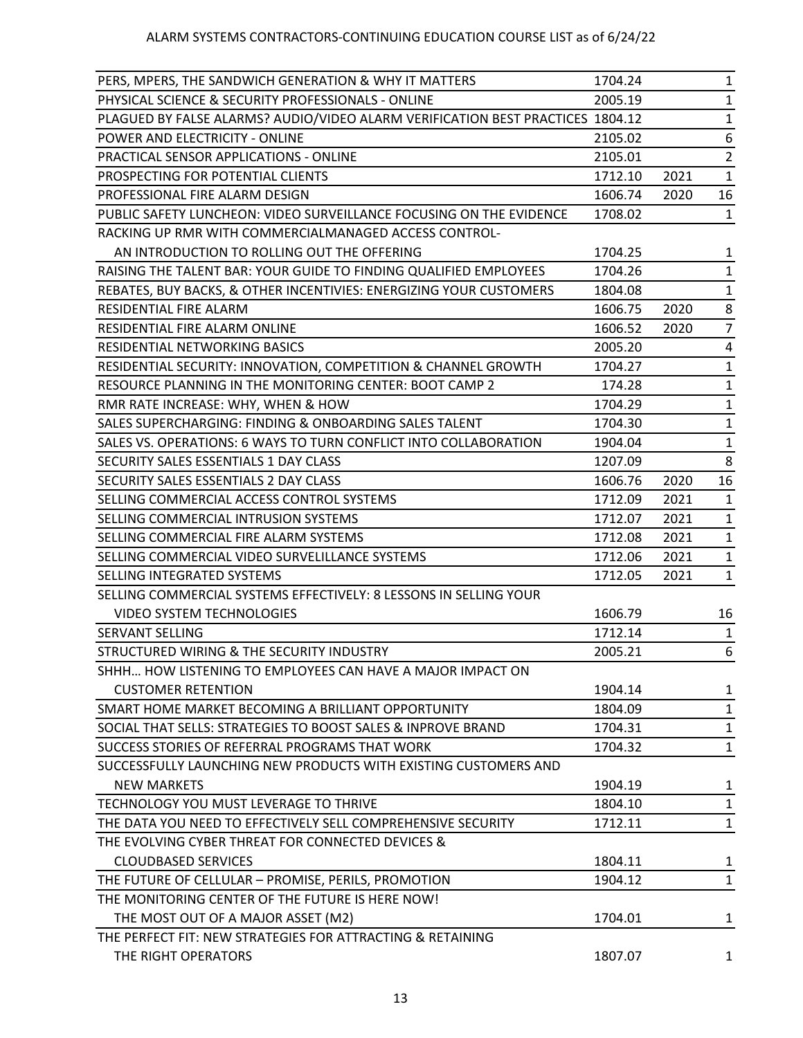ALARM SYSTEMS CONTRACTORS-CONTINUING EDUCATION COURSE LIST as of 6/24/22

| | | | |
|---|---|---|---|
| PERS, MPERS, THE SANDWICH GENERATION & WHY IT MATTERS | 1704.24 | | 1 |
| PHYSICAL SCIENCE & SECURITY PROFESSIONALS - ONLINE | 2005.19 | | 1 |
| PLAGUED BY FALSE ALARMS? AUDIO/VIDEO ALARM VERIFICATION BEST PRACTICES | 1804.12 | | 1 |
| POWER AND ELECTRICITY - ONLINE | 2105.02 | | 6 |
| PRACTICAL SENSOR APPLICATIONS - ONLINE | 2105.01 | | 2 |
| PROSPECTING FOR POTENTIAL CLIENTS | 1712.10 | 2021 | 1 |
| PROFESSIONAL FIRE ALARM DESIGN | 1606.74 | 2020 | 16 |
| PUBLIC SAFETY LUNCHEON: VIDEO SURVEILLANCE FOCUSING ON THE EVIDENCE | 1708.02 | | 1 |
| RACKING UP RMR WITH COMMERCIALMANAGED ACCESS CONTROL- AN INTRODUCTION TO ROLLING OUT THE OFFERING | 1704.25 | | 1 |
| RAISING THE TALENT BAR: YOUR GUIDE TO FINDING QUALIFIED EMPLOYEES | 1704.26 | | 1 |
| REBATES, BUY BACKS, & OTHER INCENTIVIES: ENERGIZING YOUR CUSTOMERS | 1804.08 | | 1 |
| RESIDENTIAL FIRE ALARM | 1606.75 | 2020 | 8 |
| RESIDENTIAL FIRE ALARM ONLINE | 1606.52 | 2020 | 7 |
| RESIDENTIAL NETWORKING BASICS | 2005.20 | | 4 |
| RESIDENTIAL SECURITY: INNOVATION, COMPETITION & CHANNEL GROWTH | 1704.27 | | 1 |
| RESOURCE PLANNING IN THE MONITORING CENTER: BOOT CAMP 2 | 174.28 | | 1 |
| RMR RATE INCREASE: WHY, WHEN & HOW | 1704.29 | | 1 |
| SALES SUPERCHARGING: FINDING & ONBOARDING SALES TALENT | 1704.30 | | 1 |
| SALES VS. OPERATIONS: 6 WAYS TO TURN CONFLICT INTO COLLABORATION | 1904.04 | | 1 |
| SECURITY SALES ESSENTIALS 1 DAY CLASS | 1207.09 | | 8 |
| SECURITY SALES ESSENTIALS 2 DAY CLASS | 1606.76 | 2020 | 16 |
| SELLING COMMERCIAL ACCESS CONTROL SYSTEMS | 1712.09 | 2021 | 1 |
| SELLING COMMERCIAL INTRUSION SYSTEMS | 1712.07 | 2021 | 1 |
| SELLING COMMERCIAL FIRE ALARM SYSTEMS | 1712.08 | 2021 | 1 |
| SELLING COMMERCIAL VIDEO SURVELILLANCE SYSTEMS | 1712.06 | 2021 | 1 |
| SELLING INTEGRATED SYSTEMS | 1712.05 | 2021 | 1 |
| SELLING COMMERCIAL SYSTEMS EFFECTIVELY: 8 LESSONS IN SELLING YOUR VIDEO SYSTEM TECHNOLOGIES | 1606.79 | | 16 |
| SERVANT SELLING | 1712.14 | | 1 |
| STRUCTURED WIRING & THE SECURITY INDUSTRY | 2005.21 | | 6 |
| SHHH… HOW LISTENING TO EMPLOYEES CAN HAVE A MAJOR IMPACT ON CUSTOMER RETENTION | 1904.14 | | 1 |
| SMART HOME MARKET BECOMING A BRILLIANT OPPORTUNITY | 1804.09 | | 1 |
| SOCIAL THAT SELLS: STRATEGIES TO BOOST SALES & INPROVE BRAND | 1704.31 | | 1 |
| SUCCESS STORIES OF REFERRAL PROGRAMS THAT WORK | 1704.32 | | 1 |
| SUCCESSFULLY LAUNCHING NEW PRODUCTS WITH EXISTING CUSTOMERS AND NEW MARKETS | 1904.19 | | 1 |
| TECHNOLOGY YOU MUST LEVERAGE TO THRIVE | 1804.10 | | 1 |
| THE DATA YOU NEED TO EFFECTIVELY SELL COMPREHENSIVE SECURITY | 1712.11 | | 1 |
| THE EVOLVING CYBER THREAT FOR CONNECTED DEVICES & CLOUDBASED SERVICES | 1804.11 | | 1 |
| THE FUTURE OF CELLULAR – PROMISE, PERILS, PROMOTION | 1904.12 | | 1 |
| THE MONITORING CENTER OF THE FUTURE IS HERE NOW! THE MOST OUT OF A MAJOR ASSET (M2) | 1704.01 | | 1 |
| THE PERFECT FIT: NEW STRATEGIES FOR ATTRACTING & RETAINING THE RIGHT OPERATORS | 1807.07 | | 1 |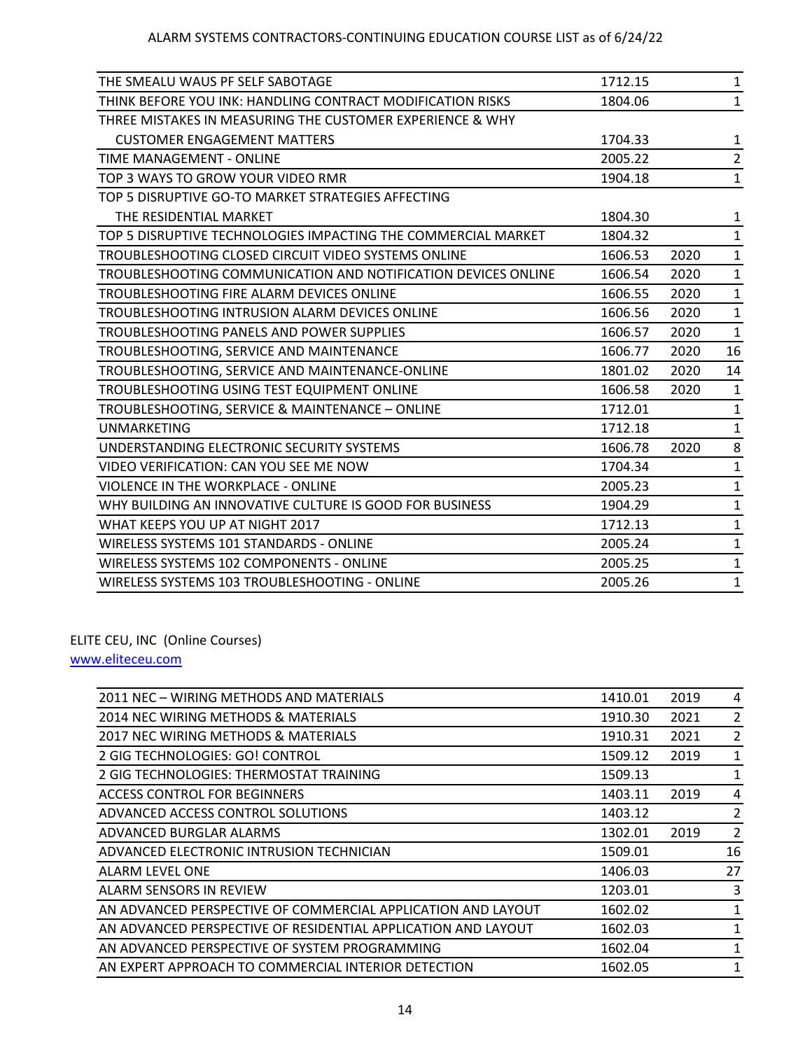| | | | |
|---|---|---|---|
| THE SMEALU WAUS PF SELF SABOTAGE | 1712.15 | | 1 |
| THINK BEFORE YOU INK: HANDLING CONTRACT MODIFICATION RISKS | 1804.06 | | 1 |
| THREE MISTAKES IN MEASURING THE CUSTOMER EXPERIENCE & WHY CUSTOMER ENGAGEMENT MATTERS | 1704.33 | | 1 |
| TIME MANAGEMENT - ONLINE | 2005.22 | | 2 |
| TOP 3 WAYS TO GROW YOUR VIDEO RMR | 1904.18 | | 1 |
| TOP 5 DISRUPTIVE GO-TO MARKET STRATEGIES AFFECTING THE RESIDENTIAL MARKET | 1804.30 | | 1 |
| TOP 5 DISRUPTIVE TECHNOLOGIES IMPACTING THE COMMERCIAL MARKET | 1804.32 | | 1 |
| TROUBLESHOOTING CLOSED CIRCUIT VIDEO SYSTEMS ONLINE | 1606.53 | 2020 | 1 |
| TROUBLESHOOTING COMMUNICATION AND NOTIFICATION DEVICES ONLINE | 1606.54 | 2020 | 1 |
| TROUBLESHOOTING FIRE ALARM DEVICES ONLINE | 1606.55 | 2020 | 1 |
| TROUBLESHOOTING INTRUSION ALARM DEVICES ONLINE | 1606.56 | 2020 | 1 |
| TROUBLESHOOTING PANELS AND POWER SUPPLIES | 1606.57 | 2020 | 1 |
| TROUBLESHOOTING, SERVICE AND MAINTENANCE | 1606.77 | 2020 | 16 |
| TROUBLESHOOTING, SERVICE AND MAINTENANCE-ONLINE | 1801.02 | 2020 | 14 |
| TROUBLESHOOTING USING TEST EQUIPMENT ONLINE | 1606.58 | 2020 | 1 |
| TROUBLESHOOTING, SERVICE & MAINTENANCE – ONLINE | 1712.01 | | 1 |
| UNMARKETING | 1712.18 | | 1 |
| UNDERSTANDING ELECTRONIC SECURITY SYSTEMS | 1606.78 | 2020 | 8 |
| VIDEO VERIFICATION: CAN YOU SEE ME NOW | 1704.34 | | 1 |
| VIOLENCE IN THE WORKPLACE - ONLINE | 2005.23 | | 1 |
| WHY BUILDING AN INNOVATIVE CULTURE IS GOOD FOR BUSINESS | 1904.29 | | 1 |
| WHAT KEEPS YOU UP AT NIGHT 2017 | 1712.13 | | 1 |
| WIRELESS SYSTEMS 101 STANDARDS - ONLINE | 2005.24 | | 1 |
| WIRELESS SYSTEMS 102 COMPONENTS - ONLINE | 2005.25 | | 1 |
| WIRELESS SYSTEMS 103 TROUBLESHOOTING - ONLINE | 2005.26 | | 1 |

ELITE CEU, INC (Online Courses)
www.eliteceu.com

| | | | |
|---|---|---|---|
| 2011 NEC – WIRING METHODS AND MATERIALS | 1410.01 | 2019 | 4 |
| 2014 NEC WIRING METHODS & MATERIALS | 1910.30 | 2021 | 2 |
| 2017 NEC WIRING METHODS & MATERIALS | 1910.31 | 2021 | 2 |
| 2 GIG TECHNOLOGIES: GO! CONTROL | 1509.12 | 2019 | 1 |
| 2 GIG TECHNOLOGIES: THERMOSTAT TRAINING | 1509.13 | | 1 |
| ACCESS CONTROL FOR BEGINNERS | 1403.11 | 2019 | 4 |
| ADVANCED ACCESS CONTROL SOLUTIONS | 1403.12 | | 2 |
| ADVANCED BURGLAR ALARMS | 1302.01 | 2019 | 2 |
| ADVANCED ELECTRONIC INTRUSION TECHNICIAN | 1509.01 | | 16 |
| ALARM LEVEL ONE | 1406.03 | | 27 |
| ALARM SENSORS IN REVIEW | 1203.01 | | 3 |
| AN ADVANCED PERSPECTIVE OF COMMERCIAL APPLICATION AND LAYOUT | 1602.02 | | 1 |
| AN ADVANCED PERSPECTIVE OF RESIDENTIAL APPLICATION AND LAYOUT | 1602.03 | | 1 |
| AN ADVANCED PERSPECTIVE OF SYSTEM PROGRAMMING | 1602.04 | | 1 |
| AN EXPERT APPROACH TO COMMERCIAL INTERIOR DETECTION | 1602.05 | | 1 |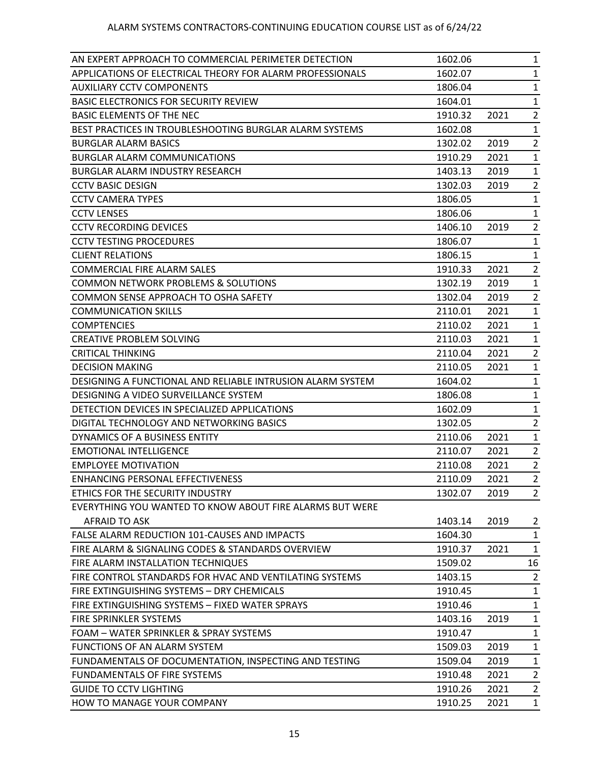ALARM SYSTEMS CONTRACTORS-CONTINUING EDUCATION COURSE LIST as of 6/24/22

| | | | |
|---|---|---|---|
| AN EXPERT APPROACH TO COMMERCIAL PERIMETER DETECTION | 1602.06 | | 1 |
| APPLICATIONS OF ELECTRICAL THEORY FOR ALARM PROFESSIONALS | 1602.07 | | 1 |
| AUXILIARY CCTV COMPONENTS | 1806.04 | | 1 |
| BASIC ELECTRONICS FOR SECURITY REVIEW | 1604.01 | | 1 |
| BASIC ELEMENTS OF THE NEC | 1910.32 | 2021 | 2 |
| BEST PRACTICES IN TROUBLESHOOTING BURGLAR ALARM SYSTEMS | 1602.08 | | 1 |
| BURGLAR ALARM BASICS | 1302.02 | 2019 | 2 |
| BURGLAR ALARM COMMUNICATIONS | 1910.29 | 2021 | 1 |
| BURGLAR ALARM INDUSTRY RESEARCH | 1403.13 | 2019 | 1 |
| CCTV BASIC DESIGN | 1302.03 | 2019 | 2 |
| CCTV CAMERA TYPES | 1806.05 | | 1 |
| CCTV LENSES | 1806.06 | | 1 |
| CCTV RECORDING DEVICES | 1406.10 | 2019 | 2 |
| CCTV TESTING PROCEDURES | 1806.07 | | 1 |
| CLIENT RELATIONS | 1806.15 | | 1 |
| COMMERCIAL FIRE ALARM SALES | 1910.33 | 2021 | 2 |
| COMMON NETWORK PROBLEMS & SOLUTIONS | 1302.19 | 2019 | 1 |
| COMMON SENSE APPROACH TO OSHA SAFETY | 1302.04 | 2019 | 2 |
| COMMUNICATION SKILLS | 2110.01 | 2021 | 1 |
| COMPTENCIES | 2110.02 | 2021 | 1 |
| CREATIVE PROBLEM SOLVING | 2110.03 | 2021 | 1 |
| CRITICAL THINKING | 2110.04 | 2021 | 2 |
| DECISION MAKING | 2110.05 | 2021 | 1 |
| DESIGNING A FUNCTIONAL AND RELIABLE INTRUSION ALARM SYSTEM | 1604.02 | | 1 |
| DESIGNING A VIDEO SURVEILLANCE SYSTEM | 1806.08 | | 1 |
| DETECTION DEVICES IN SPECIALIZED APPLICATIONS | 1602.09 | | 1 |
| DIGITAL TECHNOLOGY AND NETWORKING BASICS | 1302.05 | | 2 |
| DYNAMICS OF A BUSINESS ENTITY | 2110.06 | 2021 | 1 |
| EMOTIONAL INTELLIGENCE | 2110.07 | 2021 | 2 |
| EMPLOYEE MOTIVATION | 2110.08 | 2021 | 2 |
| ENHANCING PERSONAL EFFECTIVENESS | 2110.09 | 2021 | 2 |
| ETHICS FOR THE SECURITY INDUSTRY | 1302.07 | 2019 | 2 |
| EVERYTHING YOU WANTED TO KNOW ABOUT FIRE ALARMS BUT WERE AFRAID TO ASK | 1403.14 | 2019 | 2 |
| FALSE ALARM REDUCTION 101-CAUSES AND IMPACTS | 1604.30 | | 1 |
| FIRE ALARM & SIGNALING CODES & STANDARDS OVERVIEW | 1910.37 | 2021 | 1 |
| FIRE ALARM INSTALLATION TECHNIQUES | 1509.02 | | 16 |
| FIRE CONTROL STANDARDS FOR HVAC AND VENTILATING SYSTEMS | 1403.15 | | 2 |
| FIRE EXTINGUISHING SYSTEMS – DRY CHEMICALS | 1910.45 | | 1 |
| FIRE EXTINGUISHING SYSTEMS – FIXED WATER SPRAYS | 1910.46 | | 1 |
| FIRE SPRINKLER SYSTEMS | 1403.16 | 2019 | 1 |
| FOAM – WATER SPRINKLER & SPRAY SYSTEMS | 1910.47 | | 1 |
| FUNCTIONS OF AN ALARM SYSTEM | 1509.03 | 2019 | 1 |
| FUNDAMENTALS OF DOCUMENTATION, INSPECTING AND TESTING | 1509.04 | 2019 | 1 |
| FUNDAMENTALS OF FIRE SYSTEMS | 1910.48 | 2021 | 2 |
| GUIDE TO CCTV LIGHTING | 1910.26 | 2021 | 2 |
| HOW TO MANAGE YOUR COMPANY | 1910.25 | 2021 | 1 |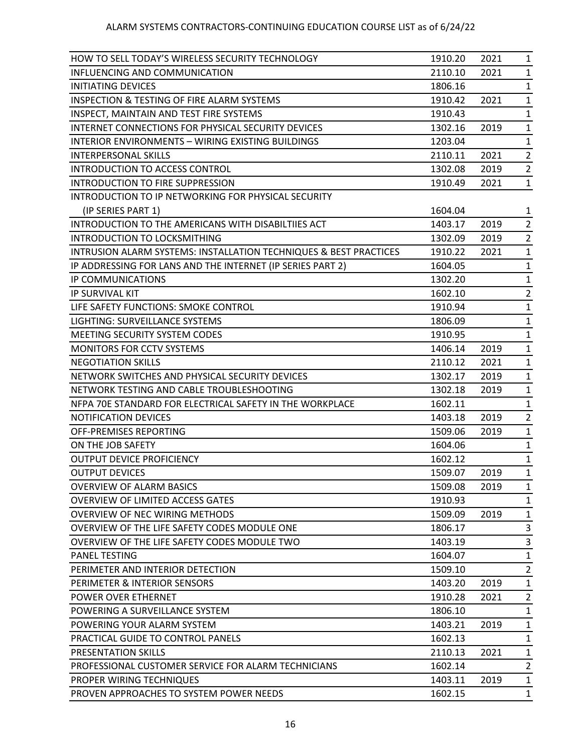ALARM SYSTEMS CONTRACTORS-CONTINUING EDUCATION COURSE LIST as of 6/24/22

| | | | |
|---|---|---|---|
| HOW TO SELL TODAY'S WIRELESS SECURITY TECHNOLOGY | 1910.20 | 2021 | 1 |
| INFLUENCING AND COMMUNICATION | 2110.10 | 2021 | 1 |
| INITIATING DEVICES | 1806.16 | | 1 |
| INSPECTION & TESTING OF FIRE ALARM SYSTEMS | 1910.42 | 2021 | 1 |
| INSPECT, MAINTAIN AND TEST FIRE SYSTEMS | 1910.43 | | 1 |
| INTERNET CONNECTIONS FOR PHYSICAL SECURITY DEVICES | 1302.16 | 2019 | 1 |
| INTERIOR ENVIRONMENTS – WIRING EXISTING BUILDINGS | 1203.04 | | 1 |
| INTERPERSONAL SKILLS | 2110.11 | 2021 | 2 |
| INTRODUCTION TO ACCESS CONTROL | 1302.08 | 2019 | 2 |
| INTRODUCTION TO FIRE SUPPRESSION | 1910.49 | 2021 | 1 |
| INTRODUCTION TO IP NETWORKING FOR PHYSICAL SECURITY (IP SERIES PART 1) | 1604.04 | | 1 |
| INTRODUCTION TO THE AMERICANS WITH DISABILTIIES ACT | 1403.17 | 2019 | 2 |
| INTRODUCTION TO LOCKSMITHING | 1302.09 | 2019 | 2 |
| INTRUSION ALARM SYSTEMS: INSTALLATION TECHNIQUES & BEST PRACTICES | 1910.22 | 2021 | 1 |
| IP ADDRESSING FOR LANS AND THE INTERNET (IP SERIES PART 2) | 1604.05 | | 1 |
| IP COMMUNICATIONS | 1302.20 | | 1 |
| IP SURVIVAL KIT | 1602.10 | | 2 |
| LIFE SAFETY FUNCTIONS: SMOKE CONTROL | 1910.94 | | 1 |
| LIGHTING: SURVEILLANCE SYSTEMS | 1806.09 | | 1 |
| MEETING SECURITY SYSTEM CODES | 1910.95 | | 1 |
| MONITORS FOR CCTV SYSTEMS | 1406.14 | 2019 | 1 |
| NEGOTIATION SKILLS | 2110.12 | 2021 | 1 |
| NETWORK SWITCHES AND PHYSICAL SECURITY DEVICES | 1302.17 | 2019 | 1 |
| NETWORK TESTING AND CABLE TROUBLESHOOTING | 1302.18 | 2019 | 1 |
| NFPA 70E STANDARD FOR ELECTRICAL SAFETY IN THE WORKPLACE | 1602.11 | | 1 |
| NOTIFICATION DEVICES | 1403.18 | 2019 | 2 |
| OFF-PREMISES REPORTING | 1509.06 | 2019 | 1 |
| ON THE JOB SAFETY | 1604.06 | | 1 |
| OUTPUT DEVICE PROFICIENCY | 1602.12 | | 1 |
| OUTPUT DEVICES | 1509.07 | 2019 | 1 |
| OVERVIEW OF ALARM BASICS | 1509.08 | 2019 | 1 |
| OVERVIEW OF LIMITED ACCESS GATES | 1910.93 | | 1 |
| OVERVIEW OF NEC WIRING METHODS | 1509.09 | 2019 | 1 |
| OVERVIEW OF THE LIFE SAFETY CODES MODULE ONE | 1806.17 | | 3 |
| OVERVIEW OF THE LIFE SAFETY CODES MODULE TWO | 1403.19 | | 3 |
| PANEL TESTING | 1604.07 | | 1 |
| PERIMETER AND INTERIOR DETECTION | 1509.10 | | 2 |
| PERIMETER & INTERIOR SENSORS | 1403.20 | 2019 | 1 |
| POWER OVER ETHERNET | 1910.28 | 2021 | 2 |
| POWERING A SURVEILLANCE SYSTEM | 1806.10 | | 1 |
| POWERING YOUR ALARM SYSTEM | 1403.21 | 2019 | 1 |
| PRACTICAL GUIDE TO CONTROL PANELS | 1602.13 | | 1 |
| PRESENTATION SKILLS | 2110.13 | 2021 | 1 |
| PROFESSIONAL CUSTOMER SERVICE FOR ALARM TECHNICIANS | 1602.14 | | 2 |
| PROPER WIRING TECHNIQUES | 1403.11 | 2019 | 1 |
| PROVEN APPROACHES TO SYSTEM POWER NEEDS | 1602.15 | | 1 |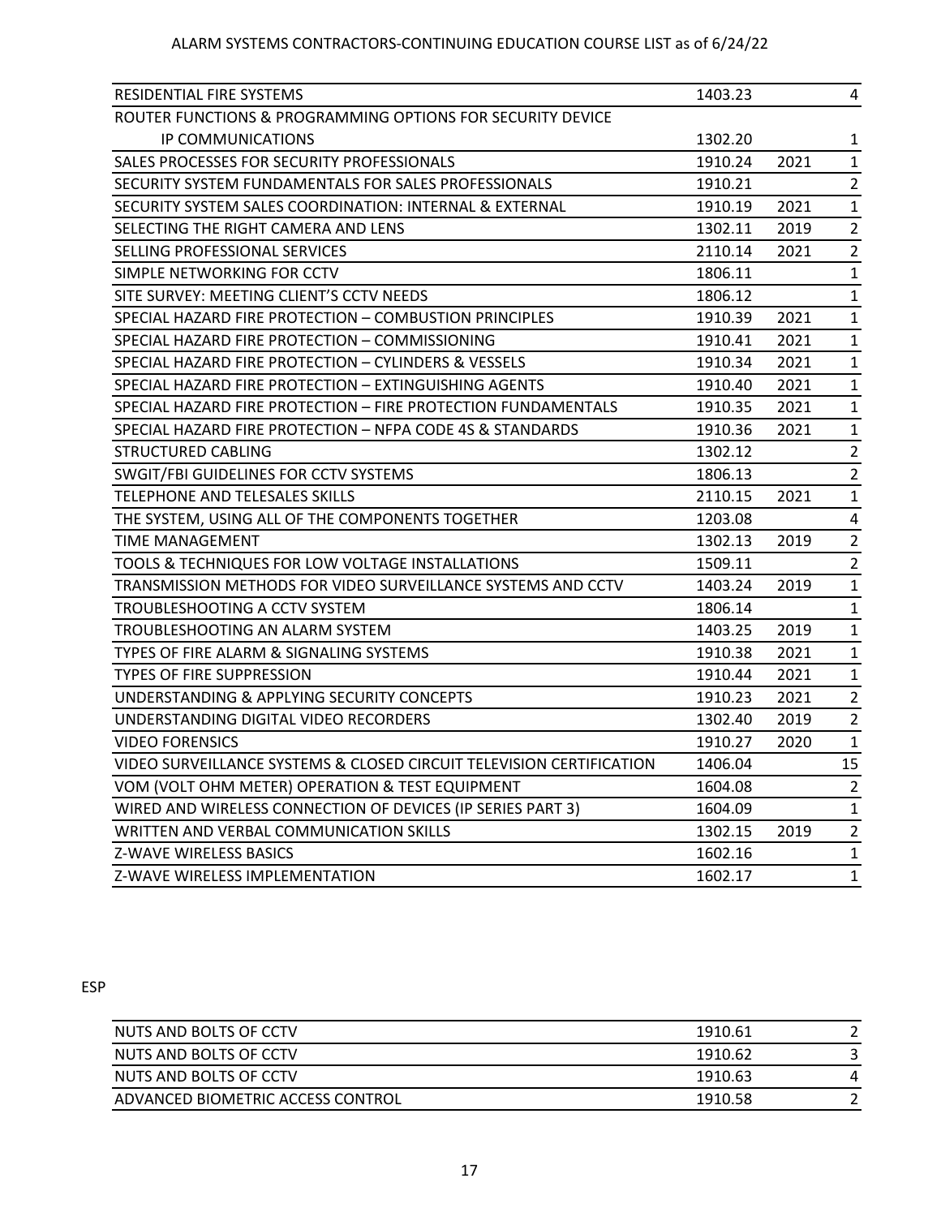| | | | |
|---|---|---|---|
| RESIDENTIAL FIRE SYSTEMS | 1403.23 | | 4 |
| ROUTER FUNCTIONS & PROGRAMMING OPTIONS FOR SECURITY DEVICE IP COMMUNICATIONS | 1302.20 | | 1 |
| SALES PROCESSES FOR SECURITY PROFESSIONALS | 1910.24 | 2021 | 1 |
| SECURITY SYSTEM FUNDAMENTALS FOR SALES PROFESSIONALS | 1910.21 | | 2 |
| SECURITY SYSTEM SALES COORDINATION: INTERNAL & EXTERNAL | 1910.19 | 2021 | 1 |
| SELECTING THE RIGHT CAMERA AND LENS | 1302.11 | 2019 | 2 |
| SELLING PROFESSIONAL SERVICES | 2110.14 | 2021 | 2 |
| SIMPLE NETWORKING FOR CCTV | 1806.11 | | 1 |
| SITE SURVEY: MEETING CLIENT'S CCTV NEEDS | 1806.12 | | 1 |
| SPECIAL HAZARD FIRE PROTECTION – COMBUSTION PRINCIPLES | 1910.39 | 2021 | 1 |
| SPECIAL HAZARD FIRE PROTECTION – COMMISSIONING | 1910.41 | 2021 | 1 |
| SPECIAL HAZARD FIRE PROTECTION – CYLINDERS & VESSELS | 1910.34 | 2021 | 1 |
| SPECIAL HAZARD FIRE PROTECTION – EXTINGUISHING AGENTS | 1910.40 | 2021 | 1 |
| SPECIAL HAZARD FIRE PROTECTION – FIRE PROTECTION FUNDAMENTALS | 1910.35 | 2021 | 1 |
| SPECIAL HAZARD FIRE PROTECTION – NFPA CODE 4S & STANDARDS | 1910.36 | 2021 | 1 |
| STRUCTURED CABLING | 1302.12 | | 2 |
| SWGIT/FBI GUIDELINES FOR CCTV SYSTEMS | 1806.13 | | 2 |
| TELEPHONE AND TELESALES SKILLS | 2110.15 | 2021 | 1 |
| THE SYSTEM, USING ALL OF THE COMPONENTS TOGETHER | 1203.08 | | 4 |
| TIME MANAGEMENT | 1302.13 | 2019 | 2 |
| TOOLS & TECHNIQUES FOR LOW VOLTAGE INSTALLATIONS | 1509.11 | | 2 |
| TRANSMISSION METHODS FOR VIDEO SURVEILLANCE SYSTEMS AND CCTV | 1403.24 | 2019 | 1 |
| TROUBLESHOOTING A CCTV SYSTEM | 1806.14 | | 1 |
| TROUBLESHOOTING AN ALARM SYSTEM | 1403.25 | 2019 | 1 |
| TYPES OF FIRE ALARM & SIGNALING SYSTEMS | 1910.38 | 2021 | 1 |
| TYPES OF FIRE SUPPRESSION | 1910.44 | 2021 | 1 |
| UNDERSTANDING & APPLYING SECURITY CONCEPTS | 1910.23 | 2021 | 2 |
| UNDERSTANDING DIGITAL VIDEO RECORDERS | 1302.40 | 2019 | 2 |
| VIDEO FORENSICS | 1910.27 | 2020 | 1 |
| VIDEO SURVEILLANCE SYSTEMS & CLOSED CIRCUIT TELEVISION CERTIFICATION | 1406.04 | | 15 |
| VOM (VOLT OHM METER) OPERATION & TEST EQUIPMENT | 1604.08 | | 2 |
| WIRED AND WIRELESS CONNECTION OF DEVICES (IP SERIES PART 3) | 1604.09 | | 1 |
| WRITTEN AND VERBAL COMMUNICATION SKILLS | 1302.15 | 2019 | 2 |
| Z-WAVE WIRELESS BASICS | 1602.16 | | 1 |
| Z-WAVE WIRELESS IMPLEMENTATION | 1602.17 | | 1 |

ESP

| | | | |
|---|---|---|---|
| NUTS AND BOLTS OF CCTV | 1910.61 | | 2 |
| NUTS AND BOLTS OF CCTV | 1910.62 | | 3 |
| NUTS AND BOLTS OF CCTV | 1910.63 | | 4 |
| ADVANCED BIOMETRIC ACCESS CONTROL | 1910.58 | | 2 |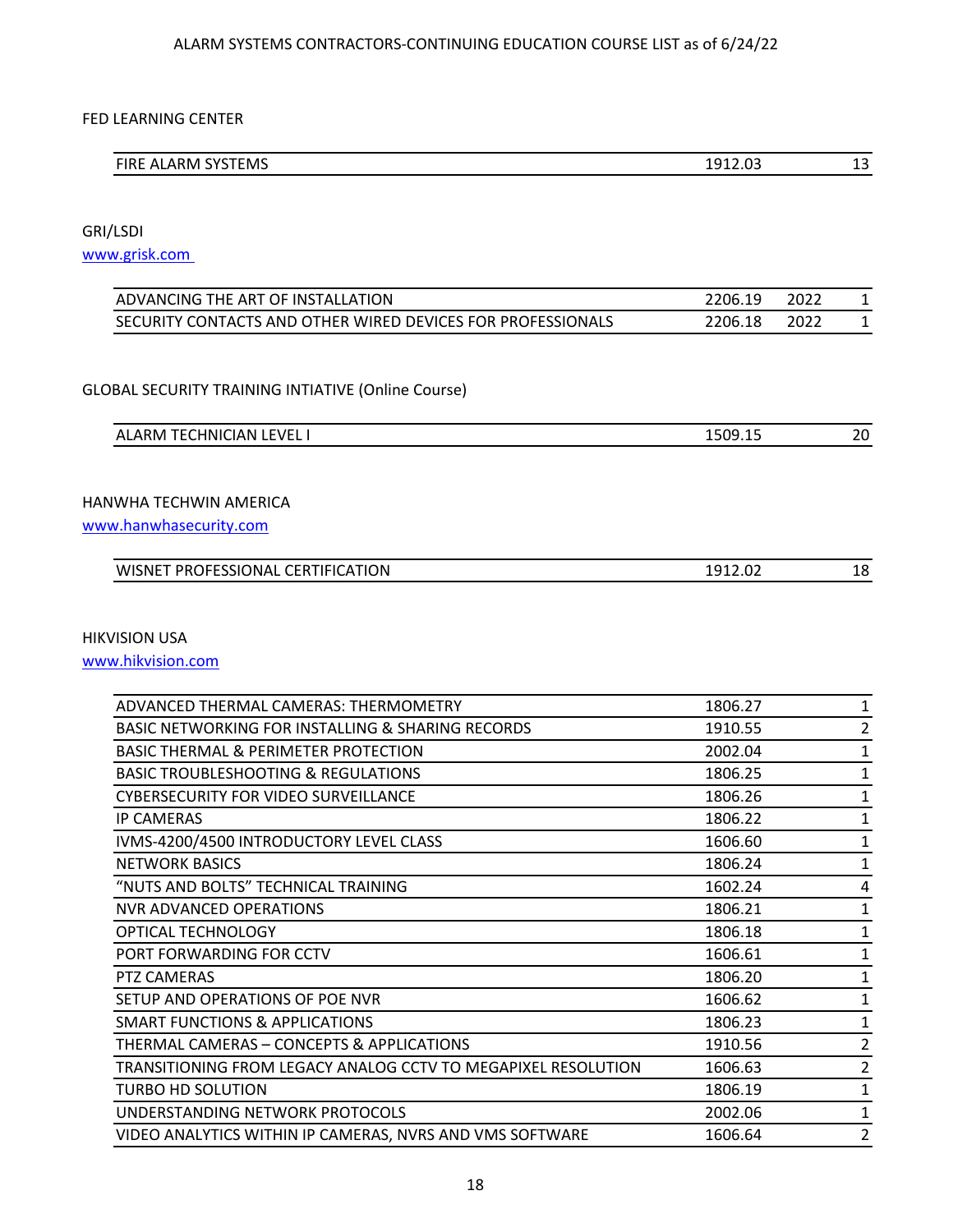ALARM SYSTEMS CONTRACTORS-CONTINUING EDUCATION COURSE LIST as of 6/24/22

FED LEARNING CENTER

| | | | |
|---|---|---|---|
| FIRE ALARM SYSTEMS | 1912.03 | | 13 |

GRI/LSDI

www.grisk.com

| | | | |
|---|---|---|---|
| ADVANCING THE ART OF INSTALLATION | 2206.19 | 2022 | 1 |
| SECURITY CONTACTS AND OTHER WIRED DEVICES FOR PROFESSIONALS | 2206.18 | 2022 | 1 |

GLOBAL SECURITY TRAINING INTIATIVE (Online Course)

| | | | |
|---|---|---|---|
| ALARM TECHNICIAN LEVEL I | 1509.15 | | 20 |

HANWHA TECHWIN AMERICA

www.hanwhasecurity.com

| | | | |
|---|---|---|---|
| WISNET PROFESSIONAL CERTIFICATION | 1912.02 | | 18 |

HIKVISION USA

www.hikvision.com

| | | | |
|---|---|---|---|
| ADVANCED THERMAL CAMERAS: THERMOMETRY | 1806.27 | | 1 |
| BASIC NETWORKING FOR INSTALLING & SHARING RECORDS | 1910.55 | | 2 |
| BASIC THERMAL & PERIMETER PROTECTION | 2002.04 | | 1 |
| BASIC TROUBLESHOOTING & REGULATIONS | 1806.25 | | 1 |
| CYBERSECURITY FOR VIDEO SURVEILLANCE | 1806.26 | | 1 |
| IP CAMERAS | 1806.22 | | 1 |
| IVMS-4200/4500 INTRODUCTORY LEVEL CLASS | 1606.60 | | 1 |
| NETWORK BASICS | 1806.24 | | 1 |
| “NUTS AND BOLTS” TECHNICAL TRAINING | 1602.24 | | 4 |
| NVR ADVANCED OPERATIONS | 1806.21 | | 1 |
| OPTICAL TECHNOLOGY | 1806.18 | | 1 |
| PORT FORWARDING FOR CCTV | 1606.61 | | 1 |
| PTZ CAMERAS | 1806.20 | | 1 |
| SETUP AND OPERATIONS OF POE NVR | 1606.62 | | 1 |
| SMART FUNCTIONS & APPLICATIONS | 1806.23 | | 1 |
| THERMAL CAMERAS – CONCEPTS & APPLICATIONS | 1910.56 | | 2 |
| TRANSITIONING FROM LEGACY ANALOG CCTV TO MEGAPIXEL RESOLUTION | 1606.63 | | 2 |
| TURBO HD SOLUTION | 1806.19 | | 1 |
| UNDERSTANDING NETWORK PROTOCOLS | 2002.06 | | 1 |
| VIDEO ANALYTICS WITHIN IP CAMERAS, NVRS AND VMS SOFTWARE | 1606.64 | | 2 |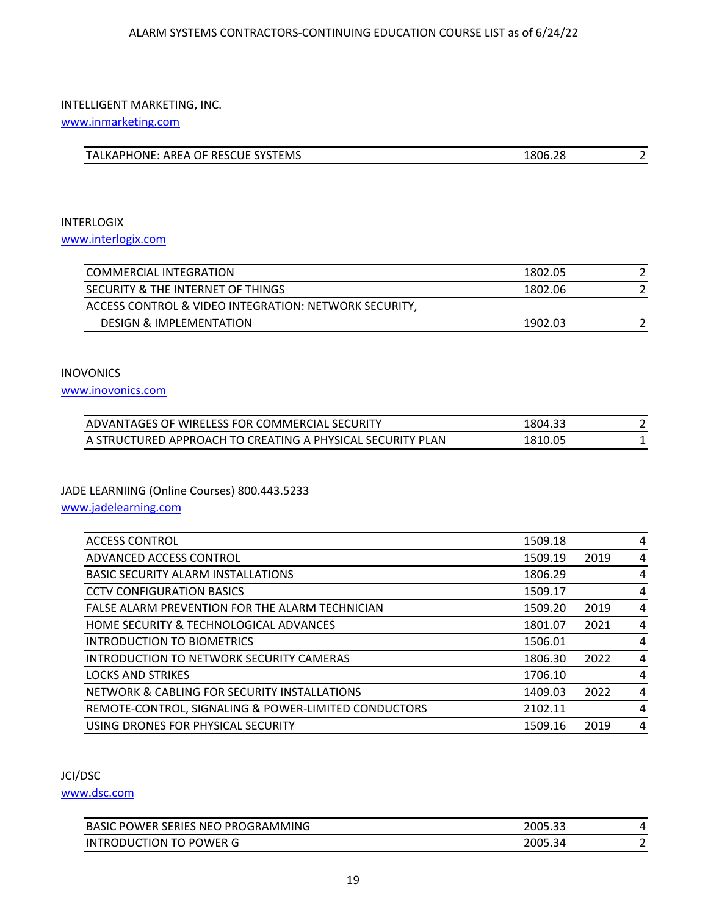INTELLIGENT MARKETING, INC.
www.inmarketing.com

| | | | |
|---|---|---|---|
| TALKAPHONE: AREA OF RESCUE SYSTEMS | 1806.28 | | 2 |

INTERLOGIX
www.interlogix.com

| | | | |
|---|---|---|---|
| COMMERCIAL INTEGRATION | 1802.05 | | 2 |
| SECURITY & THE INTERNET OF THINGS | 1802.06 | | 2 |
| ACCESS CONTROL & VIDEO INTEGRATION: NETWORK SECURITY, DESIGN & IMPLEMENTATION | 1902.03 | | 2 |

INOVONICS
www.inovonics.com

| | | | |
|---|---|---|---|
| ADVANTAGES OF WIRELESS FOR COMMERCIAL SECURITY | 1804.33 | | 2 |
| A STRUCTURED APPROACH TO CREATING A PHYSICAL SECURITY PLAN | 1810.05 | | 1 |

JADE LEARNIING (Online Courses) 800.443.5233
www.jadelearning.com

| | | | |
|---|---|---|---|
| ACCESS CONTROL | 1509.18 | | 4 |
| ADVANCED ACCESS CONTROL | 1509.19 | 2019 | 4 |
| BASIC SECURITY ALARM INSTALLATIONS | 1806.29 | | 4 |
| CCTV CONFIGURATION BASICS | 1509.17 | | 4 |
| FALSE ALARM PREVENTION FOR THE ALARM TECHNICIAN | 1509.20 | 2019 | 4 |
| HOME SECURITY & TECHNOLOGICAL ADVANCES | 1801.07 | 2021 | 4 |
| INTRODUCTION TO BIOMETRICS | 1506.01 | | 4 |
| INTRODUCTION TO NETWORK SECURITY CAMERAS | 1806.30 | 2022 | 4 |
| LOCKS AND STRIKES | 1706.10 | | 4 |
| NETWORK & CABLING FOR SECURITY INSTALLATIONS | 1409.03 | 2022 | 4 |
| REMOTE-CONTROL, SIGNALING & POWER-LIMITED CONDUCTORS | 2102.11 | | 4 |
| USING DRONES FOR PHYSICAL SECURITY | 1509.16 | 2019 | 4 |

JCI/DSC
www.dsc.com

| | | | |
|---|---|---|---|
| BASIC POWER SERIES NEO PROGRAMMING | 2005.33 | | 4 |
| INTRODUCTION TO POWER G | 2005.34 | | 2 |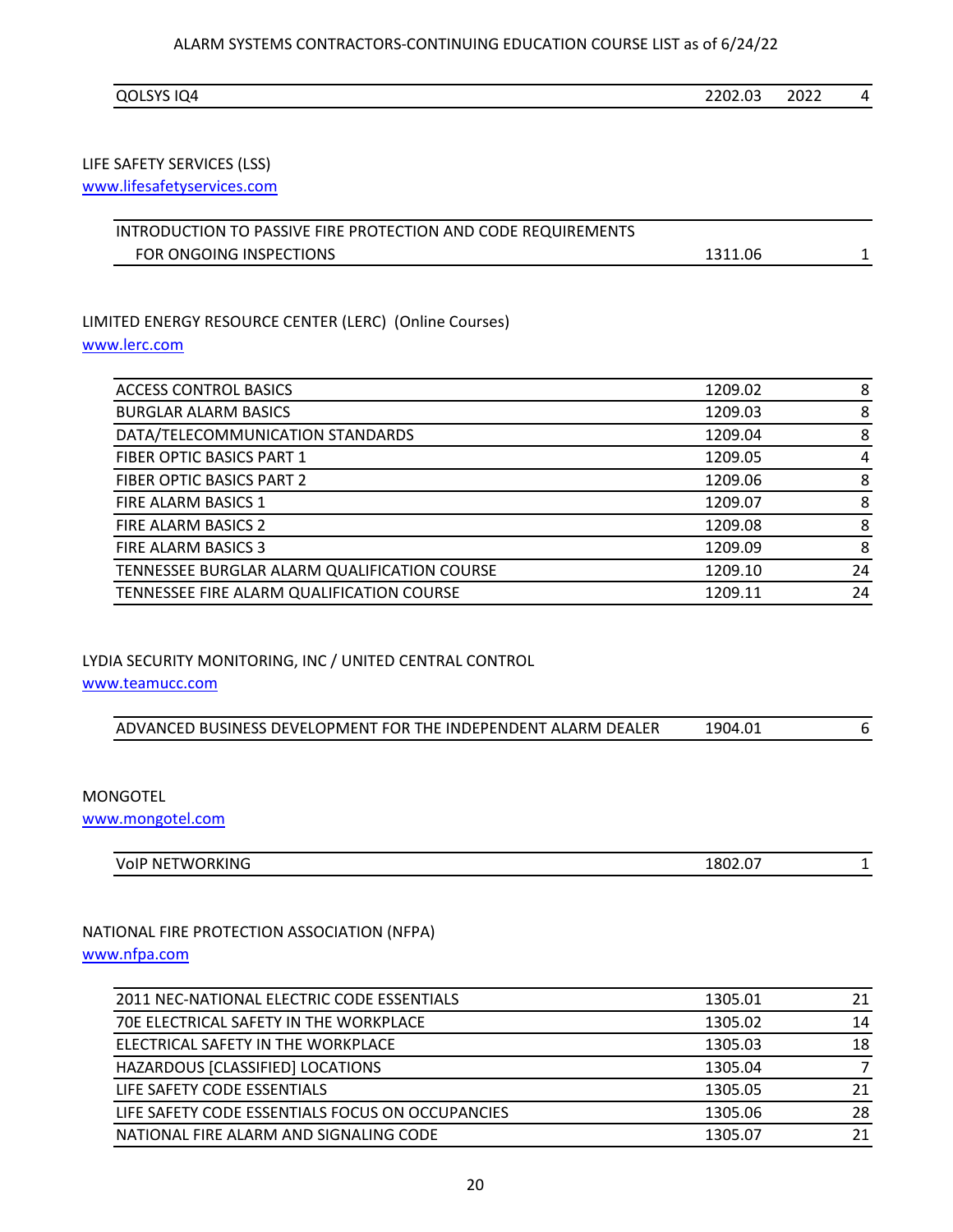| QOLSYS IQ4 | 2202.03 | 2022 | 4 |
|---|---|---|---|

LIFE SAFETY SERVICES (LSS)
www.lifesafetyservices.com

| INTRODUCTION TO PASSIVE FIRE PROTECTION AND CODE REQUIREMENTS FOR ONGOING INSPECTIONS | 1311.06 | 1 |
|---|---|---|

LIMITED ENERGY RESOURCE CENTER (LERC) (Online Courses)
www.lerc.com

| | | |
|---|---|---|
| ACCESS CONTROL BASICS | 1209.02 | 8 |
| BURGLAR ALARM BASICS | 1209.03 | 8 |
| DATA/TELECOMMUNICATION STANDARDS | 1209.04 | 8 |
| FIBER OPTIC BASICS PART 1 | 1209.05 | 4 |
| FIBER OPTIC BASICS PART 2 | 1209.06 | 8 |
| FIRE ALARM BASICS 1 | 1209.07 | 8 |
| FIRE ALARM BASICS 2 | 1209.08 | 8 |
| FIRE ALARM BASICS 3 | 1209.09 | 8 |
| TENNESSEE BURGLAR ALARM QUALIFICATION COURSE | 1209.10 | 24 |
| TENNESSEE FIRE ALARM QUALIFICATION COURSE | 1209.11 | 24 |

LYDIA SECURITY MONITORING, INC / UNITED CENTRAL CONTROL
www.teamucc.com

| ADVANCED BUSINESS DEVELOPMENT FOR THE INDEPENDENT ALARM DEALER | 1904.01 | 6 |
|---|---|---|

MONGOTEL
www.mongotel.com

| VoIP NETWORKING | 1802.07 | 1 |
|---|---|---|

NATIONAL FIRE PROTECTION ASSOCIATION (NFPA)
www.nfpa.com

| | | |
|---|---|---|
| 2011 NEC-NATIONAL ELECTRIC CODE ESSENTIALS | 1305.01 | 21 |
| 70E ELECTRICAL SAFETY IN THE WORKPLACE | 1305.02 | 14 |
| ELECTRICAL SAFETY IN THE WORKPLACE | 1305.03 | 18 |
| HAZARDOUS [CLASSIFIED] LOCATIONS | 1305.04 | 7 |
| LIFE SAFETY CODE ESSENTIALS | 1305.05 | 21 |
| LIFE SAFETY CODE ESSENTIALS FOCUS ON OCCUPANCIES | 1305.06 | 28 |
| NATIONAL FIRE ALARM AND SIGNALING CODE | 1305.07 | 21 |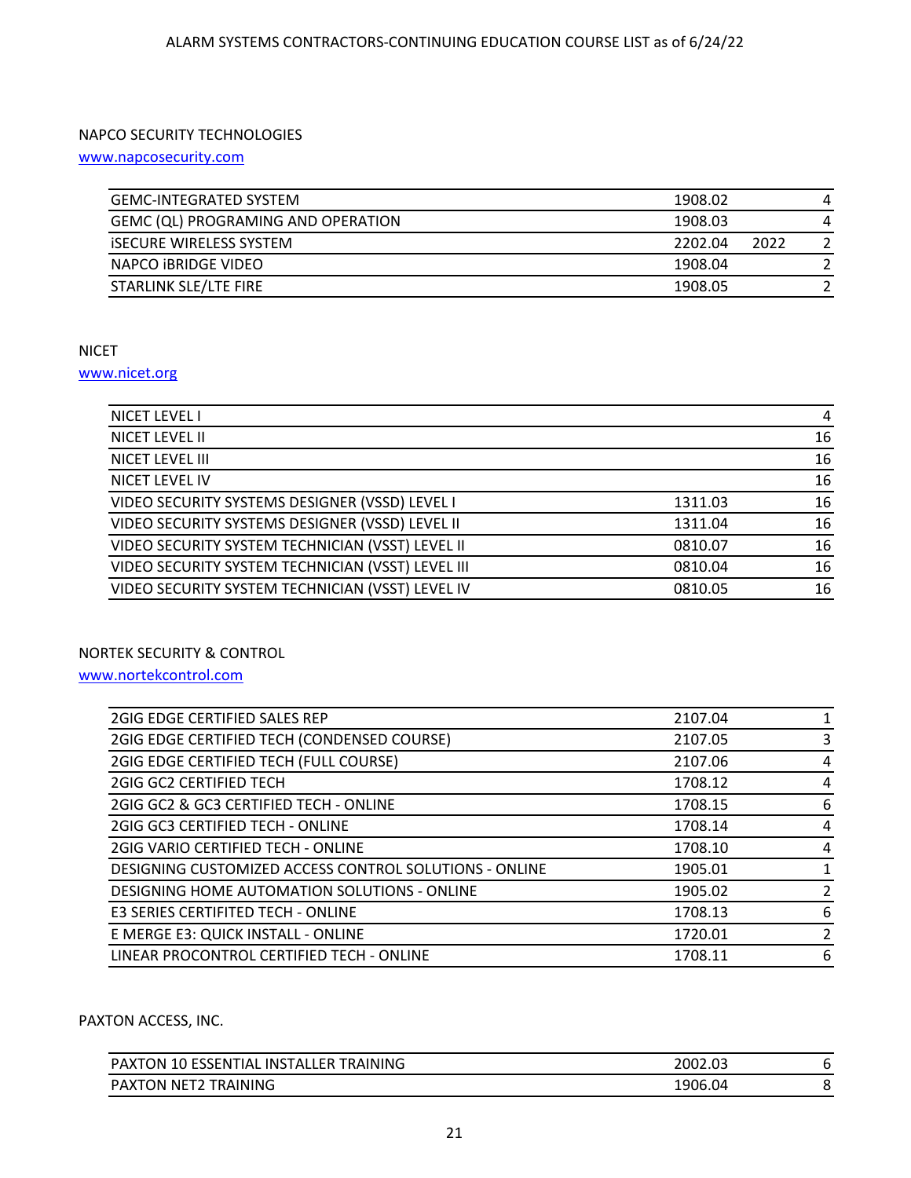## NAPCO SECURITY TECHNOLOGIES

www.napcosecurity.com

| | | | |
|---|---|---|---|
| GEMC-INTEGRATED SYSTEM | 1908.02 | | 4 |
| GEMC (QL) PROGRAMING AND OPERATION | 1908.03 | | 4 |
| iSECURE WIRELESS SYSTEM | 2202.04 | 2022 | 2 |
| NAPCO iBRIDGE VIDEO | 1908.04 | | 2 |
| STARLINK SLE/LTE FIRE | 1908.05 | | 2 |

## NICET

www.nicet.org

| | | |
|---|---|---|
| NICET LEVEL I | | 4 |
| NICET LEVEL II | | 16 |
| NICET LEVEL III | | 16 |
| NICET LEVEL IV | | 16 |
| VIDEO SECURITY SYSTEMS DESIGNER (VSSD) LEVEL I | 1311.03 | 16 |
| VIDEO SECURITY SYSTEMS DESIGNER (VSSD) LEVEL II | 1311.04 | 16 |
| VIDEO SECURITY SYSTEM TECHNICIAN (VSST) LEVEL II | 0810.07 | 16 |
| VIDEO SECURITY SYSTEM TECHNICIAN (VSST) LEVEL III | 0810.04 | 16 |
| VIDEO SECURITY SYSTEM TECHNICIAN (VSST) LEVEL IV | 0810.05 | 16 |

## NORTEK SECURITY & CONTROL

www.nortekcontrol.com

| | | |
|---|---|---|
| 2GIG EDGE CERTIFIED SALES REP | 2107.04 | 1 |
| 2GIG EDGE CERTIFIED TECH (CONDENSED COURSE) | 2107.05 | 3 |
| 2GIG EDGE CERTIFIED TECH (FULL COURSE) | 2107.06 | 4 |
| 2GIG GC2 CERTIFIED TECH | 1708.12 | 4 |
| 2GIG GC2 & GC3 CERTIFIED TECH - ONLINE | 1708.15 | 6 |
| 2GIG GC3 CERTIFIED TECH - ONLINE | 1708.14 | 4 |
| 2GIG VARIO CERTIFIED TECH - ONLINE | 1708.10 | 4 |
| DESIGNING CUSTOMIZED ACCESS CONTROL SOLUTIONS - ONLINE | 1905.01 | 1 |
| DESIGNING HOME AUTOMATION SOLUTIONS - ONLINE | 1905.02 | 2 |
| E3 SERIES CERTIFITED TECH - ONLINE | 1708.13 | 6 |
| E MERGE E3: QUICK INSTALL - ONLINE | 1720.01 | 2 |
| LINEAR PROCONTROL CERTIFIED TECH - ONLINE | 1708.11 | 6 |

## PAXTON ACCESS, INC.

| | | |
|---|---|---|
| PAXTON 10 ESSENTIAL INSTALLER TRAINING | 2002.03 | 6 |
| PAXTON NET2 TRAINING | 1906.04 | 8 |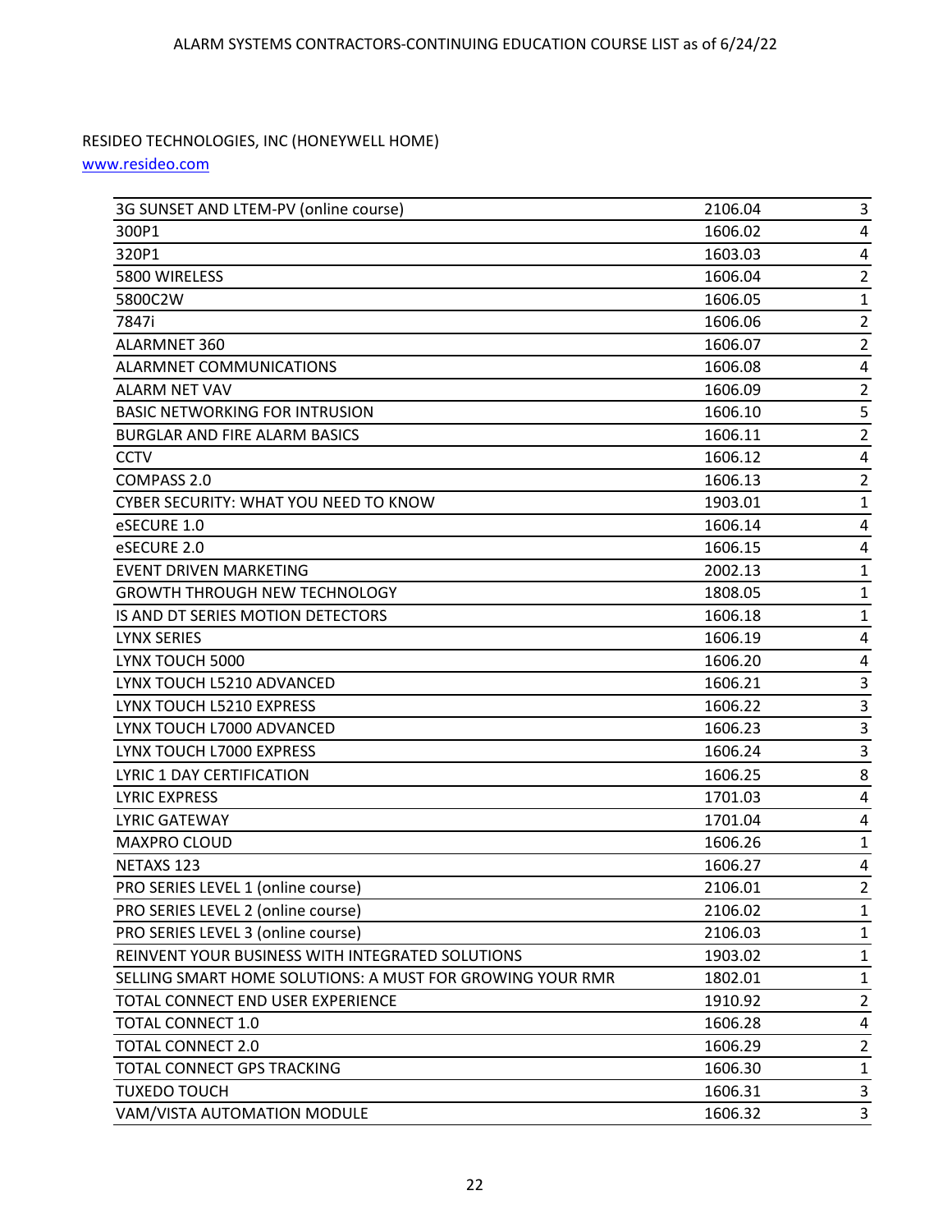RESIDEO TECHNOLOGIES, INC (HONEYWELL HOME)

www.resideo.com

| Course | Number | Hours |
|---|---|---|
| 3G SUNSET AND LTEM-PV (online course) | 2106.04 | 3 |
| 300P1 | 1606.02 | 4 |
| 320P1 | 1603.03 | 4 |
| 5800 WIRELESS | 1606.04 | 2 |
| 5800C2W | 1606.05 | 1 |
| 7847i | 1606.06 | 2 |
| ALARMNET 360 | 1606.07 | 2 |
| ALARMNET COMMUNICATIONS | 1606.08 | 4 |
| ALARM NET VAV | 1606.09 | 2 |
| BASIC NETWORKING FOR INTRUSION | 1606.10 | 5 |
| BURGLAR AND FIRE ALARM BASICS | 1606.11 | 2 |
| CCTV | 1606.12 | 4 |
| COMPASS 2.0 | 1606.13 | 2 |
| CYBER SECURITY: WHAT YOU NEED TO KNOW | 1903.01 | 1 |
| eSECURE 1.0 | 1606.14 | 4 |
| eSECURE 2.0 | 1606.15 | 4 |
| EVENT DRIVEN MARKETING | 2002.13 | 1 |
| GROWTH THROUGH NEW TECHNOLOGY | 1808.05 | 1 |
| IS AND DT SERIES MOTION DETECTORS | 1606.18 | 1 |
| LYNX SERIES | 1606.19 | 4 |
| LYNX TOUCH 5000 | 1606.20 | 4 |
| LYNX TOUCH L5210 ADVANCED | 1606.21 | 3 |
| LYNX TOUCH L5210 EXPRESS | 1606.22 | 3 |
| LYNX TOUCH L7000 ADVANCED | 1606.23 | 3 |
| LYNX TOUCH L7000 EXPRESS | 1606.24 | 3 |
| LYRIC 1 DAY CERTIFICATION | 1606.25 | 8 |
| LYRIC EXPRESS | 1701.03 | 4 |
| LYRIC GATEWAY | 1701.04 | 4 |
| MAXPRO CLOUD | 1606.26 | 1 |
| NETAXS 123 | 1606.27 | 4 |
| PRO SERIES LEVEL 1 (online course) | 2106.01 | 2 |
| PRO SERIES LEVEL 2 (online course) | 2106.02 | 1 |
| PRO SERIES LEVEL 3 (online course) | 2106.03 | 1 |
| REINVENT YOUR BUSINESS WITH INTEGRATED SOLUTIONS | 1903.02 | 1 |
| SELLING SMART HOME SOLUTIONS: A MUST FOR GROWING YOUR RMR | 1802.01 | 1 |
| TOTAL CONNECT END USER EXPERIENCE | 1910.92 | 2 |
| TOTAL CONNECT 1.0 | 1606.28 | 4 |
| TOTAL CONNECT 2.0 | 1606.29 | 2 |
| TOTAL CONNECT GPS TRACKING | 1606.30 | 1 |
| TUXEDO TOUCH | 1606.31 | 3 |
| VAM/VISTA AUTOMATION MODULE | 1606.32 | 3 |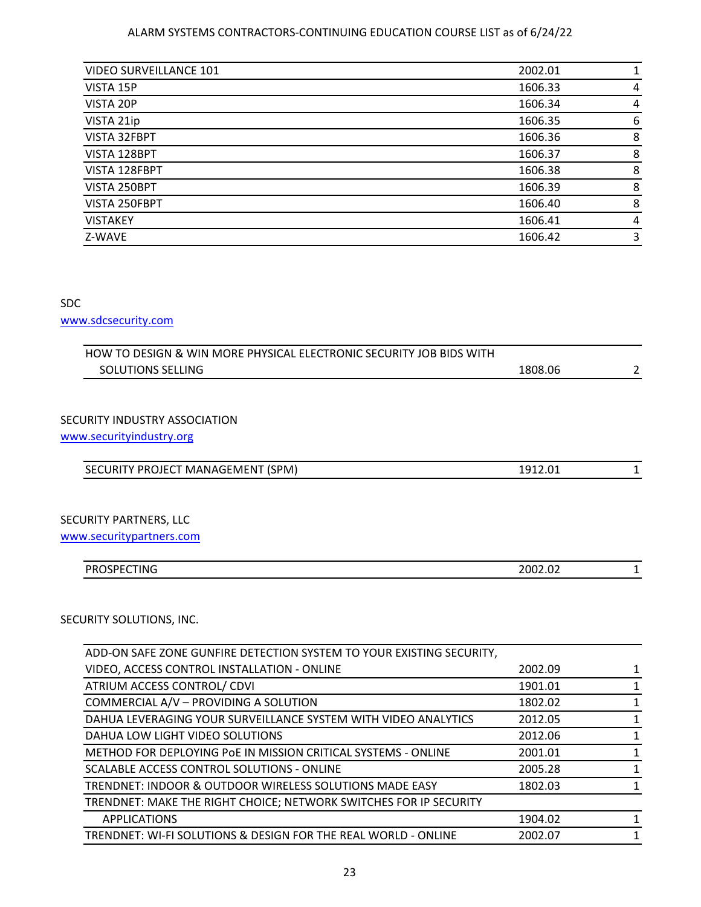| | | |
|---|---|---|
| VIDEO SURVEILLANCE 101 | 2002.01 | 1 |
| VISTA 15P | 1606.33 | 4 |
| VISTA 20P | 1606.34 | 4 |
| VISTA 21ip | 1606.35 | 6 |
| VISTA 32FBPT | 1606.36 | 8 |
| VISTA 128BPT | 1606.37 | 8 |
| VISTA 128FBPT | 1606.38 | 8 |
| VISTA 250BPT | 1606.39 | 8 |
| VISTA 250FBPT | 1606.40 | 8 |
| VISTAKEY | 1606.41 | 4 |
| Z-WAVE | 1606.42 | 3 |

SDC
www.sdcsecurity.com

| | | |
|---|---|---|
| HOW TO DESIGN & WIN MORE PHYSICAL ELECTRONIC SECURITY JOB BIDS WITH SOLUTIONS SELLING | 1808.06 | 2 |

SECURITY INDUSTRY ASSOCIATION
www.securityindustry.org

| | | |
|---|---|---|
| SECURITY PROJECT MANAGEMENT (SPM) | 1912.01 | 1 |

SECURITY PARTNERS, LLC
www.securitypartners.com

| | | |
|---|---|---|
| PROSPECTING | 2002.02 | 1 |

SECURITY SOLUTIONS, INC.

| | | |
|---|---|---|
| ADD-ON SAFE ZONE GUNFIRE DETECTION SYSTEM TO YOUR EXISTING SECURITY, VIDEO, ACCESS CONTROL INSTALLATION - ONLINE | 2002.09 | 1 |
| ATRIUM ACCESS CONTROL/ CDVI | 1901.01 | 1 |
| COMMERCIAL A/V – PROVIDING A SOLUTION | 1802.02 | 1 |
| DAHUA LEVERAGING YOUR SURVEILLANCE SYSTEM WITH VIDEO ANALYTICS | 2012.05 | 1 |
| DAHUA LOW LIGHT VIDEO SOLUTIONS | 2012.06 | 1 |
| METHOD FOR DEPLOYING PoE IN MISSION CRITICAL SYSTEMS - ONLINE | 2001.01 | 1 |
| SCALABLE ACCESS CONTROL SOLUTIONS - ONLINE | 2005.28 | 1 |
| TRENDNET: INDOOR & OUTDOOR WIRELESS SOLUTIONS MADE EASY | 1802.03 | 1 |
| TRENDNET: MAKE THE RIGHT CHOICE; NETWORK SWITCHES FOR IP SECURITY APPLICATIONS | 1904.02 | 1 |
| TRENDNET: WI-FI SOLUTIONS & DESIGN FOR THE REAL WORLD - ONLINE | 2002.07 | 1 |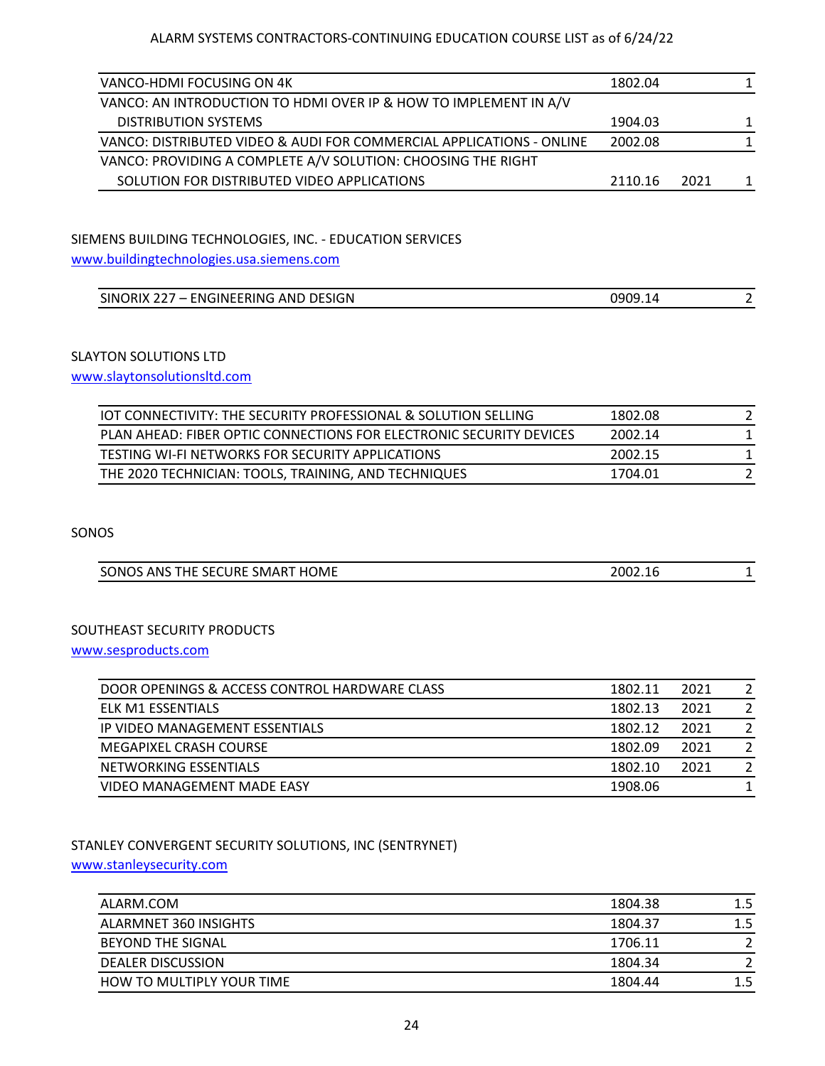| | | | |
|---|---|---|---|
| VANCO-HDMI FOCUSING ON 4K | 1802.04 | | 1 |
| VANCO: AN INTRODUCTION TO HDMI OVER IP & HOW TO IMPLEMENT IN A/V DISTRIBUTION SYSTEMS | 1904.03 | | 1 |
| VANCO: DISTRIBUTED VIDEO & AUDI FOR COMMERCIAL APPLICATIONS - ONLINE | 2002.08 | | 1 |
| VANCO: PROVIDING A COMPLETE A/V SOLUTION: CHOOSING THE RIGHT SOLUTION FOR DISTRIBUTED VIDEO APPLICATIONS | 2110.16 | 2021 | 1 |

SIEMENS BUILDING TECHNOLOGIES, INC. - EDUCATION SERVICES

www.buildingtechnologies.usa.siemens.com

| | | | |
|---|---|---|---|
| SINORIX 227 – ENGINEERING AND DESIGN | 0909.14 | | 2 |

SLAYTON SOLUTIONS LTD

www.slaytonsolutionsltd.com

| | | | |
|---|---|---|---|
| IOT CONNECTIVITY: THE SECURITY PROFESSIONAL & SOLUTION SELLING | 1802.08 | | 2 |
| PLAN AHEAD: FIBER OPTIC CONNECTIONS FOR ELECTRONIC SECURITY DEVICES | 2002.14 | | 1 |
| TESTING WI-FI NETWORKS FOR SECURITY APPLICATIONS | 2002.15 | | 1 |
| THE 2020 TECHNICIAN: TOOLS, TRAINING, AND TECHNIQUES | 1704.01 | | 2 |

SONOS

| | | | |
|---|---|---|---|
| SONOS ANS THE SECURE SMART HOME | 2002.16 | | 1 |

SOUTHEAST SECURITY PRODUCTS

www.sesproducts.com

| | | | |
|---|---|---|---|
| DOOR OPENINGS & ACCESS CONTROL HARDWARE CLASS | 1802.11 | 2021 | 2 |
| ELK M1 ESSENTIALS | 1802.13 | 2021 | 2 |
| IP VIDEO MANAGEMENT ESSENTIALS | 1802.12 | 2021 | 2 |
| MEGAPIXEL CRASH COURSE | 1802.09 | 2021 | 2 |
| NETWORKING ESSENTIALS | 1802.10 | 2021 | 2 |
| VIDEO MANAGEMENT MADE EASY | 1908.06 | | 1 |

STANLEY CONVERGENT SECURITY SOLUTIONS, INC (SENTRYNET)

www.stanleysecurity.com

| | | | |
|---|---|---|---|
| ALARM.COM | 1804.38 | | 1.5 |
| ALARMNET 360 INSIGHTS | 1804.37 | | 1.5 |
| BEYOND THE SIGNAL | 1706.11 | | 2 |
| DEALER DISCUSSION | 1804.34 | | 2 |
| HOW TO MULTIPLY YOUR TIME | 1804.44 | | 1.5 |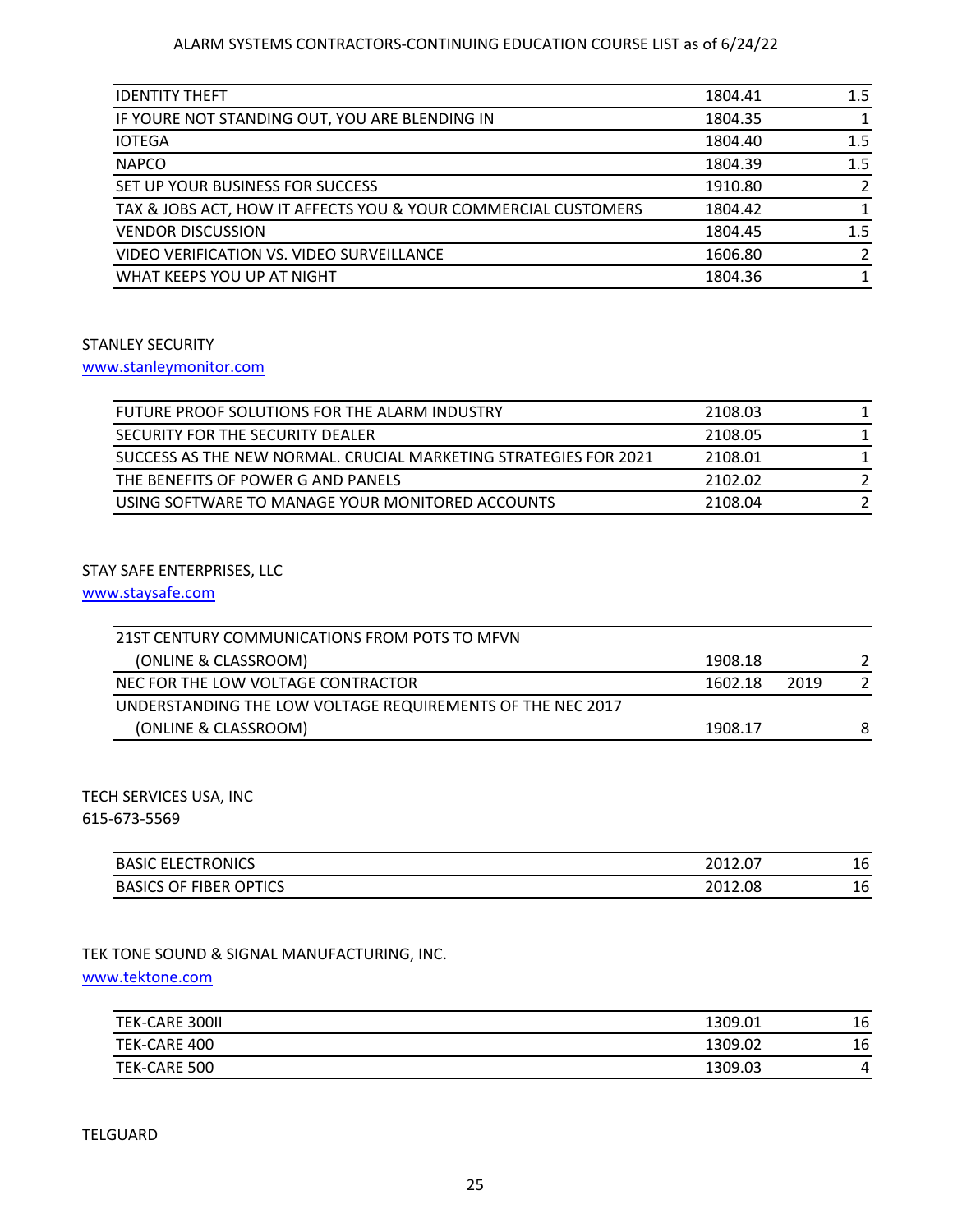| | | | |
|---|---|---|---|
| IDENTITY THEFT | 1804.41 | | 1.5 |
| IF YOURE NOT STANDING OUT, YOU ARE BLENDING IN | 1804.35 | | 1 |
| IOTEGA | 1804.40 | | 1.5 |
| NAPCO | 1804.39 | | 1.5 |
| SET UP YOUR BUSINESS FOR SUCCESS | 1910.80 | | 2 |
| TAX & JOBS ACT, HOW IT AFFECTS YOU & YOUR COMMERCIAL CUSTOMERS | 1804.42 | | 1 |
| VENDOR DISCUSSION | 1804.45 | | 1.5 |
| VIDEO VERIFICATION VS. VIDEO SURVEILLANCE | 1606.80 | | 2 |
| WHAT KEEPS YOU UP AT NIGHT | 1804.36 | | 1 |

STANLEY SECURITY
www.stanleymonitor.com

| | | | |
|---|---|---|---|
| FUTURE PROOF SOLUTIONS FOR THE ALARM INDUSTRY | 2108.03 | | 1 |
| SECURITY FOR THE SECURITY DEALER | 2108.05 | | 1 |
| SUCCESS AS THE NEW NORMAL. CRUCIAL MARKETING STRATEGIES FOR 2021 | 2108.01 | | 1 |
| THE BENEFITS OF POWER G AND PANELS | 2102.02 | | 2 |
| USING SOFTWARE TO MANAGE YOUR MONITORED ACCOUNTS | 2108.04 | | 2 |

STAY SAFE ENTERPRISES, LLC
www.staysafe.com

| | | | |
|---|---|---|---|
| 21ST CENTURY COMMUNICATIONS FROM POTS TO MFVN (ONLINE & CLASSROOM) | 1908.18 | | 2 |
| NEC FOR THE LOW VOLTAGE CONTRACTOR | 1602.18 | 2019 | 2 |
| UNDERSTANDING THE LOW VOLTAGE REQUIREMENTS OF THE NEC 2017 (ONLINE & CLASSROOM) | 1908.17 | | 8 |

TECH SERVICES USA, INC
615-673-5569

| | | | |
|---|---|---|---|
| BASIC ELECTRONICS | 2012.07 | | 16 |
| BASICS OF FIBER OPTICS | 2012.08 | | 16 |

TEK TONE SOUND & SIGNAL MANUFACTURING, INC.
www.tektone.com

| | | | |
|---|---|---|---|
| TEK-CARE 300II | 1309.01 | | 16 |
| TEK-CARE 400 | 1309.02 | | 16 |
| TEK-CARE 500 | 1309.03 | | 4 |

TELGUARD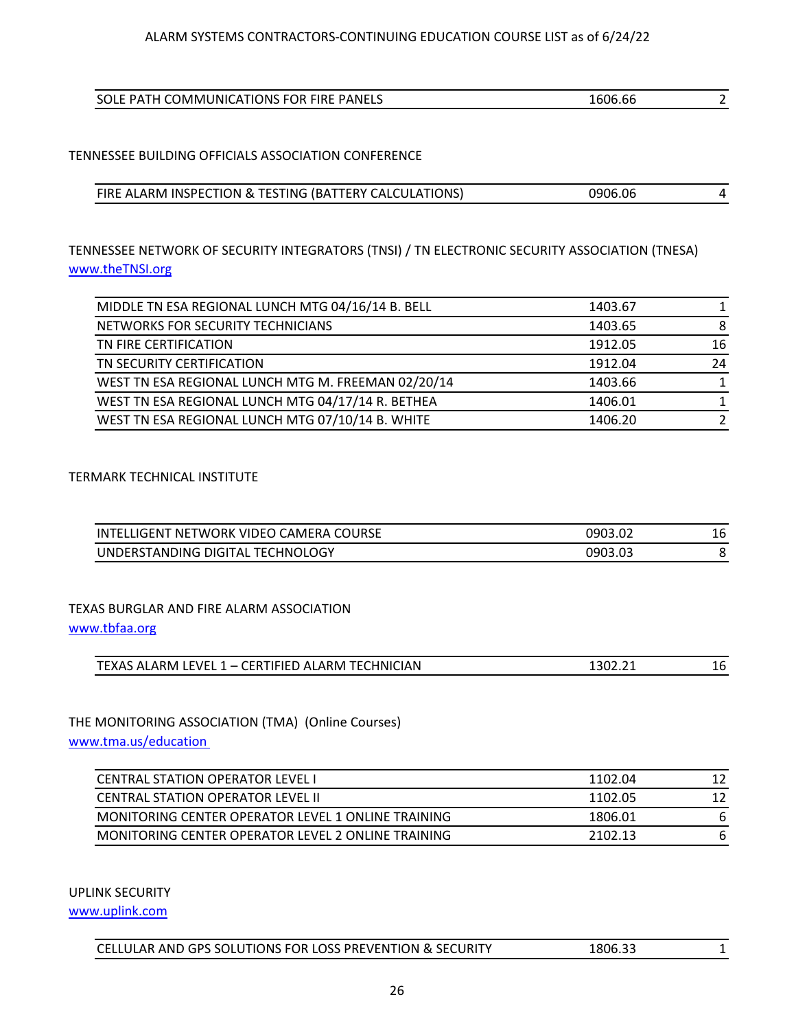| SOLE PATH COMMUNICATIONS FOR FIRE PANELS | 1606.66 | 2 |
|---|---|---|

TENNESSEE BUILDING OFFICIALS ASSOCIATION CONFERENCE

| FIRE ALARM INSPECTION & TESTING (BATTERY CALCULATIONS) | 0906.06 | 4 |
|---|---|---|

TENNESSEE NETWORK OF SECURITY INTEGRATORS (TNSI) / TN ELECTRONIC SECURITY ASSOCIATION (TNESA)
www.theTNSI.org

| MIDDLE TN ESA REGIONAL LUNCH MTG 04/16/14 B. BELL | 1403.67 | 1 |
|---|---|---|
| NETWORKS FOR SECURITY TECHNICIANS | 1403.65 | 8 |
| TN FIRE CERTIFICATION | 1912.05 | 16 |
| TN SECURITY CERTIFICATION | 1912.04 | 24 |
| WEST TN ESA REGIONAL LUNCH MTG M. FREEMAN 02/20/14 | 1403.66 | 1 |
| WEST TN ESA REGIONAL LUNCH MTG 04/17/14 R. BETHEA | 1406.01 | 1 |
| WEST TN ESA REGIONAL LUNCH MTG 07/10/14 B. WHITE | 1406.20 | 2 |

TERMARK TECHNICAL INSTITUTE

| INTELLIGENT NETWORK VIDEO CAMERA COURSE | 0903.02 | 16 |
|---|---|---|
| UNDERSTANDING DIGITAL TECHNOLOGY | 0903.03 | 8 |

TEXAS BURGLAR AND FIRE ALARM ASSOCIATION
www.tbfaa.org

| TEXAS ALARM LEVEL 1 – CERTIFIED ALARM TECHNICIAN | 1302.21 | 16 |
|---|---|---|

THE MONITORING ASSOCIATION (TMA) (Online Courses)
www.tma.us/education

| CENTRAL STATION OPERATOR LEVEL I | 1102.04 | 12 |
|---|---|---|
| CENTRAL STATION OPERATOR LEVEL II | 1102.05 | 12 |
| MONITORING CENTER OPERATOR LEVEL 1 ONLINE TRAINING | 1806.01 | 6 |
| MONITORING CENTER OPERATOR LEVEL 2 ONLINE TRAINING | 2102.13 | 6 |

UPLINK SECURITY
www.uplink.com

| CELLULAR AND GPS SOLUTIONS FOR LOSS PREVENTION & SECURITY | 1806.33 | 1 |
|---|---|---|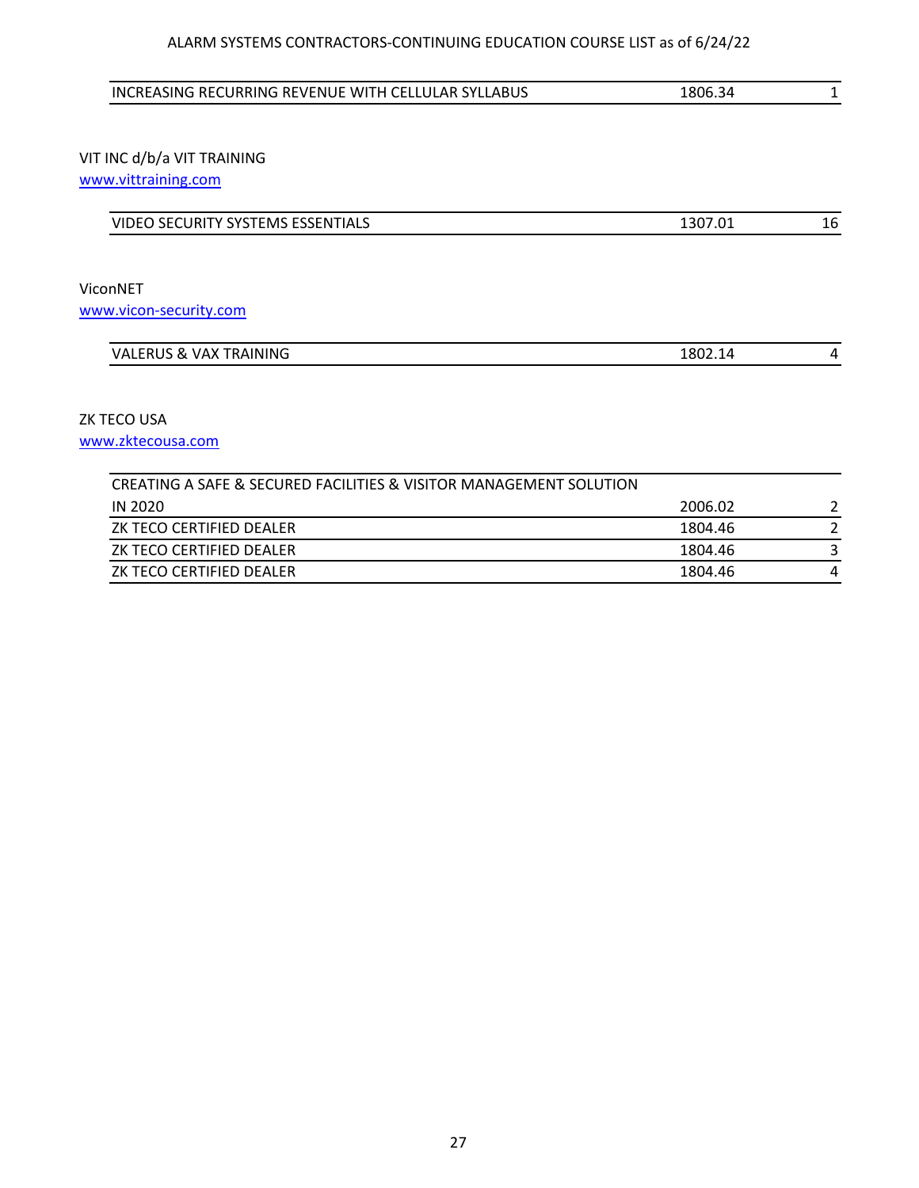| | | |
|---|---|---|
| INCREASING RECURRING REVENUE WITH CELLULAR SYLLABUS | 1806.34 | 1 |

VIT INC d/b/a VIT TRAINING
www.vittraining.com

| | | |
|---|---|---|
| VIDEO SECURITY SYSTEMS ESSENTIALS | 1307.01 | 16 |

ViconNET
www.vicon-security.com

| | | |
|---|---|---|
| VALERUS & VAX TRAINING | 1802.14 | 4 |

ZK TECO USA
www.zktecousa.com

| | | |
|---|---|---|
| CREATING A SAFE & SECURED FACILITIES & VISITOR MANAGEMENT SOLUTION IN 2020 | 2006.02 | 2 |
| ZK TECO CERTIFIED DEALER | 1804.46 | 2 |
| ZK TECO CERTIFIED DEALER | 1804.46 | 3 |
| ZK TECO CERTIFIED DEALER | 1804.46 | 4 |